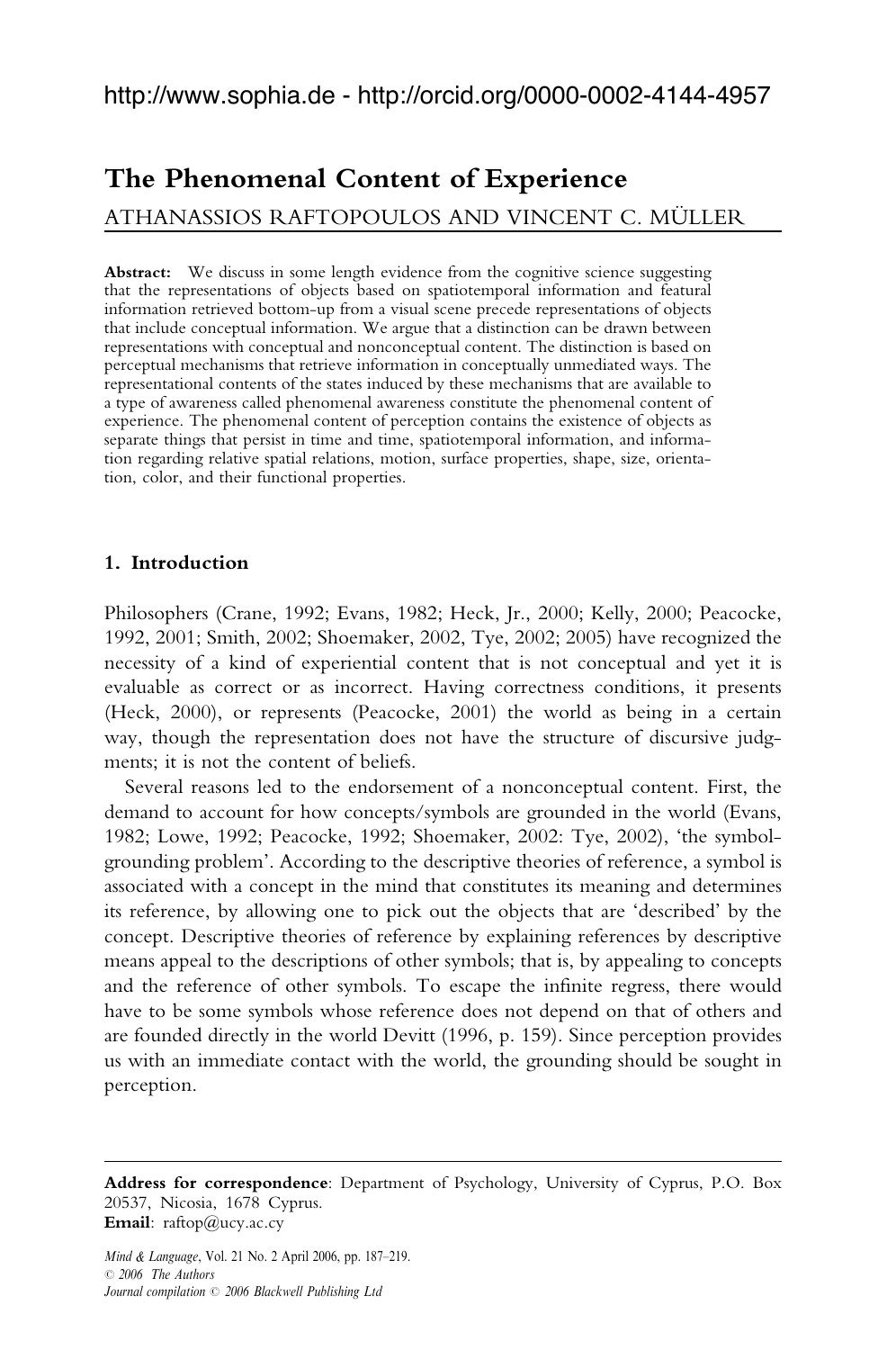http://www.sophia.de - http://orcid.org/0000-0002-4144-4957

# The Phenomenal Content of Experience

ATHANASSIOS RAFTOPOULOS AND VINCENT C. MÜLLER

**Abstract:** We discuss in some length evidence from the cognitive science suggesting that the representations of objects based on spatiotemporal information and featural information retrieved bottom-up from a visual scene precede representations of objects that include conceptual information. We argue that a distinction can be drawn between representations with conceptual and nonconceptual content. The distinction is based on perceptual mechanisms that retrieve information in conceptually unmediated ways. The representational contents of the states induced by these mechanisms that are available to a type of awareness called phenomenal awareness constitute the phenomenal content of experience. The phenomenal content of perception contains the existence of objects as separate things that persist in time and time, spatiotemporal information, and information regarding relative spatial relations, motion, surface properties, shape, size, orientation, color, and their functional properties.

## 1. Introduction

Philosophers (Crane, 1992; Evans, 1982; Heck, Jr., 2000; Kelly, 2000; Peacocke, 1992, 2001; Smith, 2002; Shoemaker, 2002, Tye, 2002; 2005) have recognized the necessity of a kind of experiential content that is not conceptual and yet it is evaluable as correct or as incorrect. Having correctness conditions, it presents (Heck, 2000), or represents (Peacocke, 2001) the world as being in a certain way, though the representation does not have the structure of discursive judgments; it is not the content of beliefs.

Several reasons led to the endorsement of a nonconceptual content. First, the demand to account for how concepts/symbols are grounded in the world (Evans, 1982; Lowe, 1992; Peacocke, 1992; Shoemaker, 2002: Tye, 2002), 'the symbol-grounding problem'. According to the descriptive theories of reference, a symbol is associated with a concept in the mind that constitutes its meaning and determines its reference, by allowing one to pick out the objects that are 'described' by the concept. Descriptive theories of reference by explaining references by descriptive means appeal to the descriptions of other symbols; that is, by appealing to concepts and the reference of other symbols. To escape the infinite regress, there would have to be some symbols whose reference does not depend on that of others and are founded directly in the world Devitt (1996, p. 159). Since perception provides us with an immediate contact with the world, the grounding should be sought in perception.

---

**Address for correspondence**: Department of Psychology, University of Cyprus, P.O. Box 20537, Nicosia, 1678 Cyprus.
**Email**: raftop@ucy.ac.cy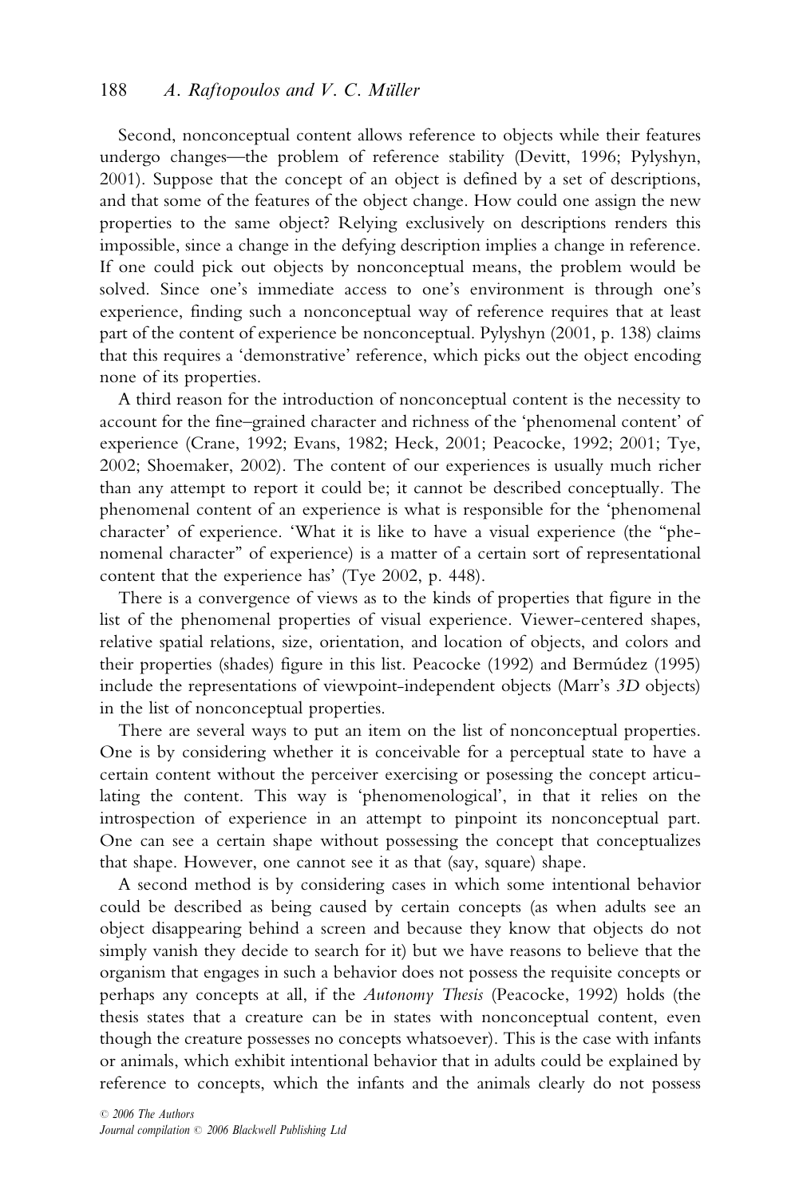Second, nonconceptual content allows reference to objects while their features undergo changes—the problem of reference stability (Devitt, 1996; Pylyshyn, 2001). Suppose that the concept of an object is defined by a set of descriptions, and that some of the features of the object change. How could one assign the new properties to the same object? Relying exclusively on descriptions renders this impossible, since a change in the defying description implies a change in reference. If one could pick out objects by nonconceptual means, the problem would be solved. Since one's immediate access to one's environment is through one's experience, finding such a nonconceptual way of reference requires that at least part of the content of experience be nonconceptual. Pylyshyn (2001, p. 138) claims that this requires a 'demonstrative' reference, which picks out the object encoding none of its properties.

A third reason for the introduction of nonconceptual content is the necessity to account for the fine–grained character and richness of the 'phenomenal content' of experience (Crane, 1992; Evans, 1982; Heck, 2001; Peacocke, 1992; 2001; Tye, 2002; Shoemaker, 2002). The content of our experiences is usually much richer than any attempt to report it could be; it cannot be described conceptually. The phenomenal content of an experience is what is responsible for the 'phenomenal character' of experience. 'What it is like to have a visual experience (the "phenomenal character" of experience) is a matter of a certain sort of representational content that the experience has' (Tye 2002, p. 448).

There is a convergence of views as to the kinds of properties that figure in the list of the phenomenal properties of visual experience. Viewer-centered shapes, relative spatial relations, size, orientation, and location of objects, and colors and their properties (shades) figure in this list. Peacocke (1992) and Bermúdez (1995) include the representations of viewpoint-independent objects (Marr's *3D* objects) in the list of nonconceptual properties.

There are several ways to put an item on the list of nonconceptual properties. One is by considering whether it is conceivable for a perceptual state to have a certain content without the perceiver exercising or posessing the concept articulating the content. This way is 'phenomenological', in that it relies on the introspection of experience in an attempt to pinpoint its nonconceptual part. One can see a certain shape without possessing the concept that conceptualizes that shape. However, one cannot see it as that (say, square) shape.

A second method is by considering cases in which some intentional behavior could be described as being caused by certain concepts (as when adults see an object disappearing behind a screen and because they know that objects do not simply vanish they decide to search for it) but we have reasons to believe that the organism that engages in such a behavior does not possess the requisite concepts or perhaps any concepts at all, if the *Autonomy Thesis* (Peacocke, 1992) holds (the thesis states that a creature can be in states with nonconceptual content, even though the creature possesses no concepts whatsoever). This is the case with infants or animals, which exhibit intentional behavior that in adults could be explained by reference to concepts, which the infants and the animals clearly do not possess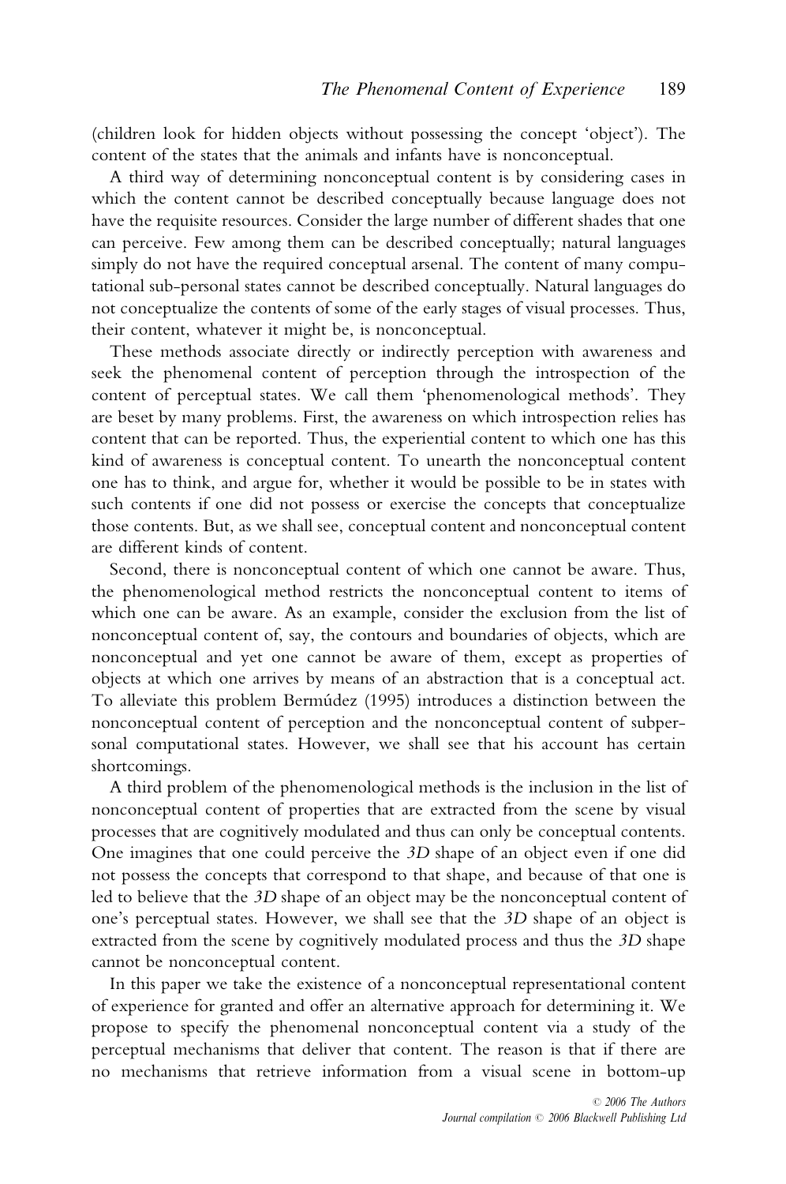(children look for hidden objects without possessing the concept 'object'). The content of the states that the animals and infants have is nonconceptual.

A third way of determining nonconceptual content is by considering cases in which the content cannot be described conceptually because language does not have the requisite resources. Consider the large number of different shades that one can perceive. Few among them can be described conceptually; natural languages simply do not have the required conceptual arsenal. The content of many computational sub-personal states cannot be described conceptually. Natural languages do not conceptualize the contents of some of the early stages of visual processes. Thus, their content, whatever it might be, is nonconceptual.

These methods associate directly or indirectly perception with awareness and seek the phenomenal content of perception through the introspection of the content of perceptual states. We call them 'phenomenological methods'. They are beset by many problems. First, the awareness on which introspection relies has content that can be reported. Thus, the experiential content to which one has this kind of awareness is conceptual content. To unearth the nonconceptual content one has to think, and argue for, whether it would be possible to be in states with such contents if one did not possess or exercise the concepts that conceptualize those contents. But, as we shall see, conceptual content and nonconceptual content are different kinds of content.

Second, there is nonconceptual content of which one cannot be aware. Thus, the phenomenological method restricts the nonconceptual content to items of which one can be aware. As an example, consider the exclusion from the list of nonconceptual content of, say, the contours and boundaries of objects, which are nonconceptual and yet one cannot be aware of them, except as properties of objects at which one arrives by means of an abstraction that is a conceptual act. To alleviate this problem Bermúdez (1995) introduces a distinction between the nonconceptual content of perception and the nonconceptual content of subpersonal computational states. However, we shall see that his account has certain shortcomings.

A third problem of the phenomenological methods is the inclusion in the list of nonconceptual content of properties that are extracted from the scene by visual processes that are cognitively modulated and thus can only be conceptual contents. One imagines that one could perceive the *3D* shape of an object even if one did not possess the concepts that correspond to that shape, and because of that one is led to believe that the *3D* shape of an object may be the nonconceptual content of one's perceptual states. However, we shall see that the *3D* shape of an object is extracted from the scene by cognitively modulated process and thus the *3D* shape cannot be nonconceptual content.

In this paper we take the existence of a nonconceptual representational content of experience for granted and offer an alternative approach for determining it. We propose to specify the phenomenal nonconceptual content via a study of the perceptual mechanisms that deliver that content. The reason is that if there are no mechanisms that retrieve information from a visual scene in bottom-up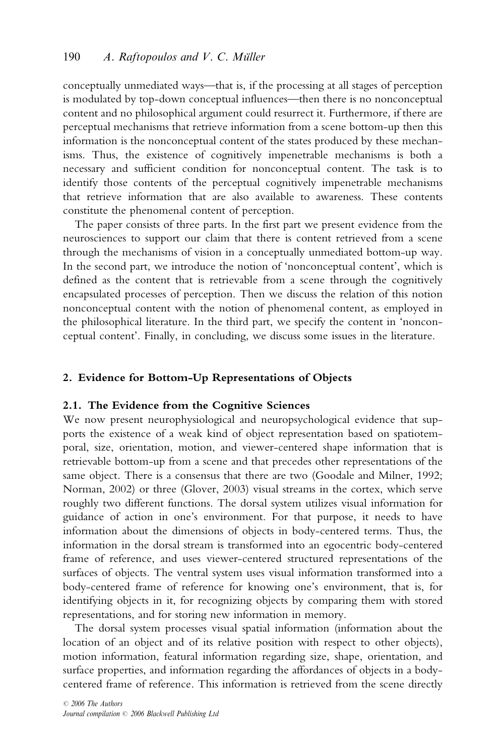conceptually unmediated ways—that is, if the processing at all stages of perception is modulated by top-down conceptual influences—then there is no nonconceptual content and no philosophical argument could resurrect it. Furthermore, if there are perceptual mechanisms that retrieve information from a scene bottom-up then this information is the nonconceptual content of the states produced by these mechanisms. Thus, the existence of cognitively impenetrable mechanisms is both a necessary and sufficient condition for nonconceptual content. The task is to identify those contents of the perceptual cognitively impenetrable mechanisms that retrieve information that are also available to awareness. These contents constitute the phenomenal content of perception.

The paper consists of three parts. In the first part we present evidence from the neurosciences to support our claim that there is content retrieved from a scene through the mechanisms of vision in a conceptually unmediated bottom-up way. In the second part, we introduce the notion of 'nonconceptual content', which is defined as the content that is retrievable from a scene through the cognitively encapsulated processes of perception. Then we discuss the relation of this notion nonconceptual content with the notion of phenomenal content, as employed in the philosophical literature. In the third part, we specify the content in 'nonconceptual content'. Finally, in concluding, we discuss some issues in the literature.

## 2. Evidence for Bottom-Up Representations of Objects

### 2.1. The Evidence from the Cognitive Sciences

We now present neurophysiological and neuropsychological evidence that supports the existence of a weak kind of object representation based on spatiotemporal, size, orientation, motion, and viewer-centered shape information that is retrievable bottom-up from a scene and that precedes other representations of the same object. There is a consensus that there are two (Goodale and Milner, 1992; Norman, 2002) or three (Glover, 2003) visual streams in the cortex, which serve roughly two different functions. The dorsal system utilizes visual information for guidance of action in one's environment. For that purpose, it needs to have information about the dimensions of objects in body-centered terms. Thus, the information in the dorsal stream is transformed into an egocentric body-centered frame of reference, and uses viewer-centered structured representations of the surfaces of objects. The ventral system uses visual information transformed into a body-centered frame of reference for knowing one's environment, that is, for identifying objects in it, for recognizing objects by comparing them with stored representations, and for storing new information in memory.

The dorsal system processes visual spatial information (information about the location of an object and of its relative position with respect to other objects), motion information, featural information regarding size, shape, orientation, and surface properties, and information regarding the affordances of objects in a body-centered frame of reference. This information is retrieved from the scene directly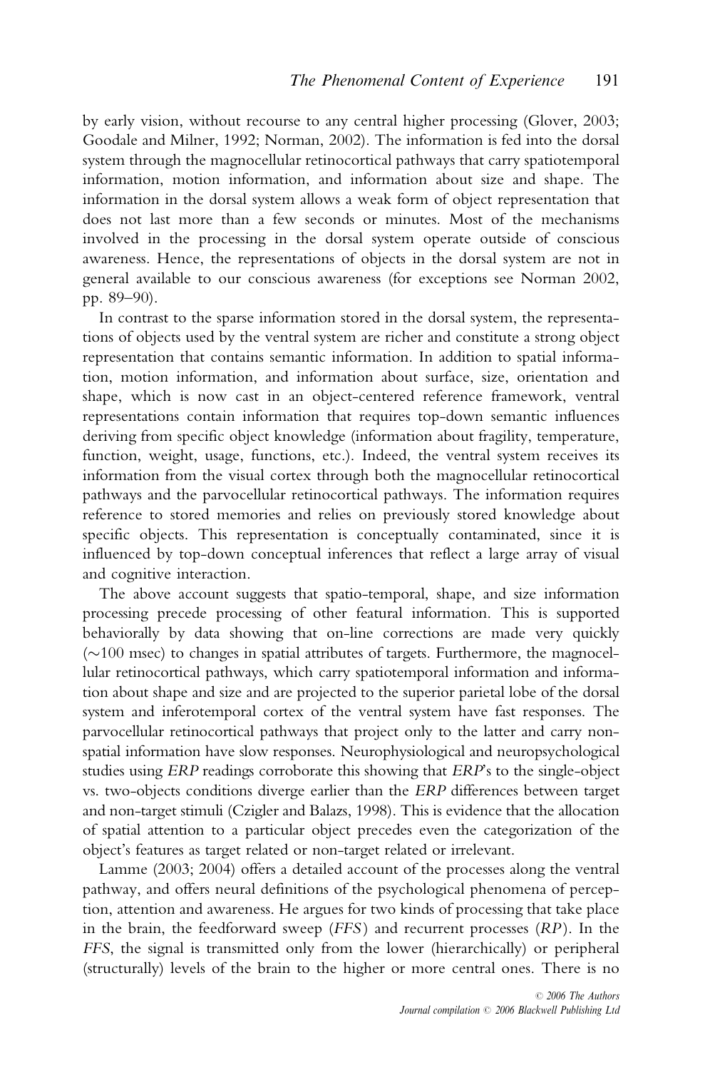by early vision, without recourse to any central higher processing (Glover, 2003; Goodale and Milner, 1992; Norman, 2002). The information is fed into the dorsal system through the magnocellular retinocortical pathways that carry spatiotemporal information, motion information, and information about size and shape. The information in the dorsal system allows a weak form of object representation that does not last more than a few seconds or minutes. Most of the mechanisms involved in the processing in the dorsal system operate outside of conscious awareness. Hence, the representations of objects in the dorsal system are not in general available to our conscious awareness (for exceptions see Norman 2002, pp. 89–90).

In contrast to the sparse information stored in the dorsal system, the representations of objects used by the ventral system are richer and constitute a strong object representation that contains semantic information. In addition to spatial information, motion information, and information about surface, size, orientation and shape, which is now cast in an object-centered reference framework, ventral representations contain information that requires top-down semantic influences deriving from specific object knowledge (information about fragility, temperature, function, weight, usage, functions, etc.). Indeed, the ventral system receives its information from the visual cortex through both the magnocellular retinocortical pathways and the parvocellular retinocortical pathways. The information requires reference to stored memories and relies on previously stored knowledge about specific objects. This representation is conceptually contaminated, since it is influenced by top-down conceptual inferences that reflect a large array of visual and cognitive interaction.

The above account suggests that spatio-temporal, shape, and size information processing precede processing of other featural information. This is supported behaviorally by data showing that on-line corrections are made very quickly (~100 msec) to changes in spatial attributes of targets. Furthermore, the magnocellular retinocortical pathways, which carry spatiotemporal information and information about shape and size and are projected to the superior parietal lobe of the dorsal system and inferotemporal cortex of the ventral system have fast responses. The parvocellular retinocortical pathways that project only to the latter and carry non-spatial information have slow responses. Neurophysiological and neuropsychological studies using *ERP* readings corroborate this showing that *ERP*'s to the single-object vs. two-objects conditions diverge earlier than the *ERP* differences between target and non-target stimuli (Czigler and Balazs, 1998). This is evidence that the allocation of spatial attention to a particular object precedes even the categorization of the object's features as target related or non-target related or irrelevant.

Lamme (2003; 2004) offers a detailed account of the processes along the ventral pathway, and offers neural definitions of the psychological phenomena of perception, attention and awareness. He argues for two kinds of processing that take place in the brain, the feedforward sweep (*FFS*) and recurrent processes (*RP*). In the *FFS*, the signal is transmitted only from the lower (hierarchically) or peripheral (structurally) levels of the brain to the higher or more central ones. There is no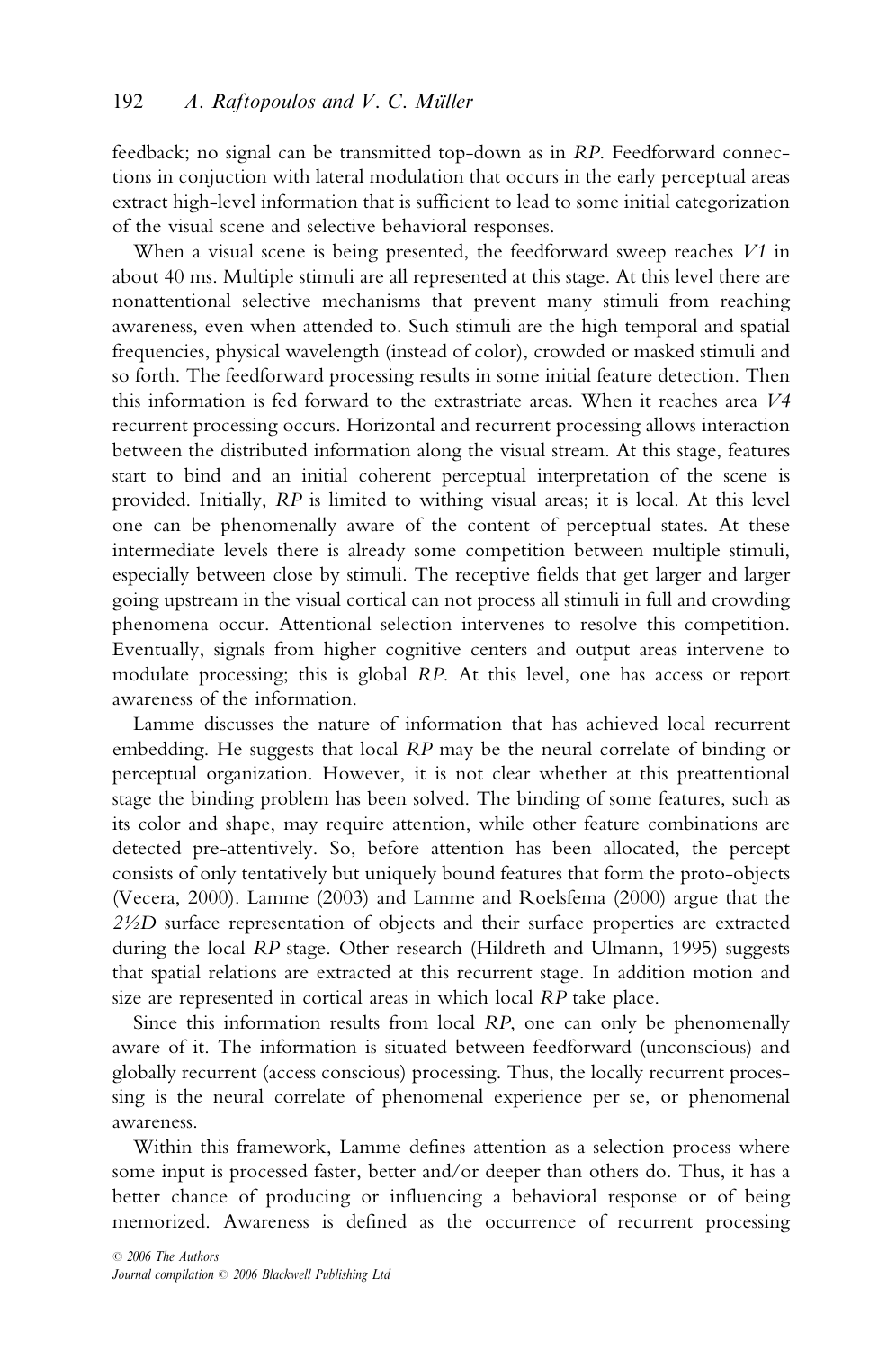feedback; no signal can be transmitted top-down as in *RP*. Feedforward connections in conjuction with lateral modulation that occurs in the early perceptual areas extract high-level information that is sufficient to lead to some initial categorization of the visual scene and selective behavioral responses.

When a visual scene is being presented, the feedforward sweep reaches *V1* in about 40 ms. Multiple stimuli are all represented at this stage. At this level there are nonattentional selective mechanisms that prevent many stimuli from reaching awareness, even when attended to. Such stimuli are the high temporal and spatial frequencies, physical wavelength (instead of color), crowded or masked stimuli and so forth. The feedforward processing results in some initial feature detection. Then this information is fed forward to the extrastriate areas. When it reaches area *V4* recurrent processing occurs. Horizontal and recurrent processing allows interaction between the distributed information along the visual stream. At this stage, features start to bind and an initial coherent perceptual interpretation of the scene is provided. Initially, *RP* is limited to withing visual areas; it is local. At this level one can be phenomenally aware of the content of perceptual states. At these intermediate levels there is already some competition between multiple stimuli, especially between close by stimuli. The receptive fields that get larger and larger going upstream in the visual cortical can not process all stimuli in full and crowding phenomena occur. Attentional selection intervenes to resolve this competition. Eventually, signals from higher cognitive centers and output areas intervene to modulate processing; this is global *RP*. At this level, one has access or report awareness of the information.

Lamme discusses the nature of information that has achieved local recurrent embedding. He suggests that local *RP* may be the neural correlate of binding or perceptual organization. However, it is not clear whether at this preattentional stage the binding problem has been solved. The binding of some features, such as its color and shape, may require attention, while other feature combinations are detected pre-attentively. So, before attention has been allocated, the percept consists of only tentatively but uniquely bound features that form the proto-objects (Vecera, 2000). Lamme (2003) and Lamme and Roelsfema (2000) argue that the *2½D* surface representation of objects and their surface properties are extracted during the local *RP* stage. Other research (Hildreth and Ulmann, 1995) suggests that spatial relations are extracted at this recurrent stage. In addition motion and size are represented in cortical areas in which local *RP* take place.

Since this information results from local *RP*, one can only be phenomenally aware of it. The information is situated between feedforward (unconscious) and globally recurrent (access conscious) processing. Thus, the locally recurrent processing is the neural correlate of phenomenal experience per se, or phenomenal awareness.

Within this framework, Lamme defines attention as a selection process where some input is processed faster, better and/or deeper than others do. Thus, it has a better chance of producing or influencing a behavioral response or of being memorized. Awareness is defined as the occurrence of recurrent processing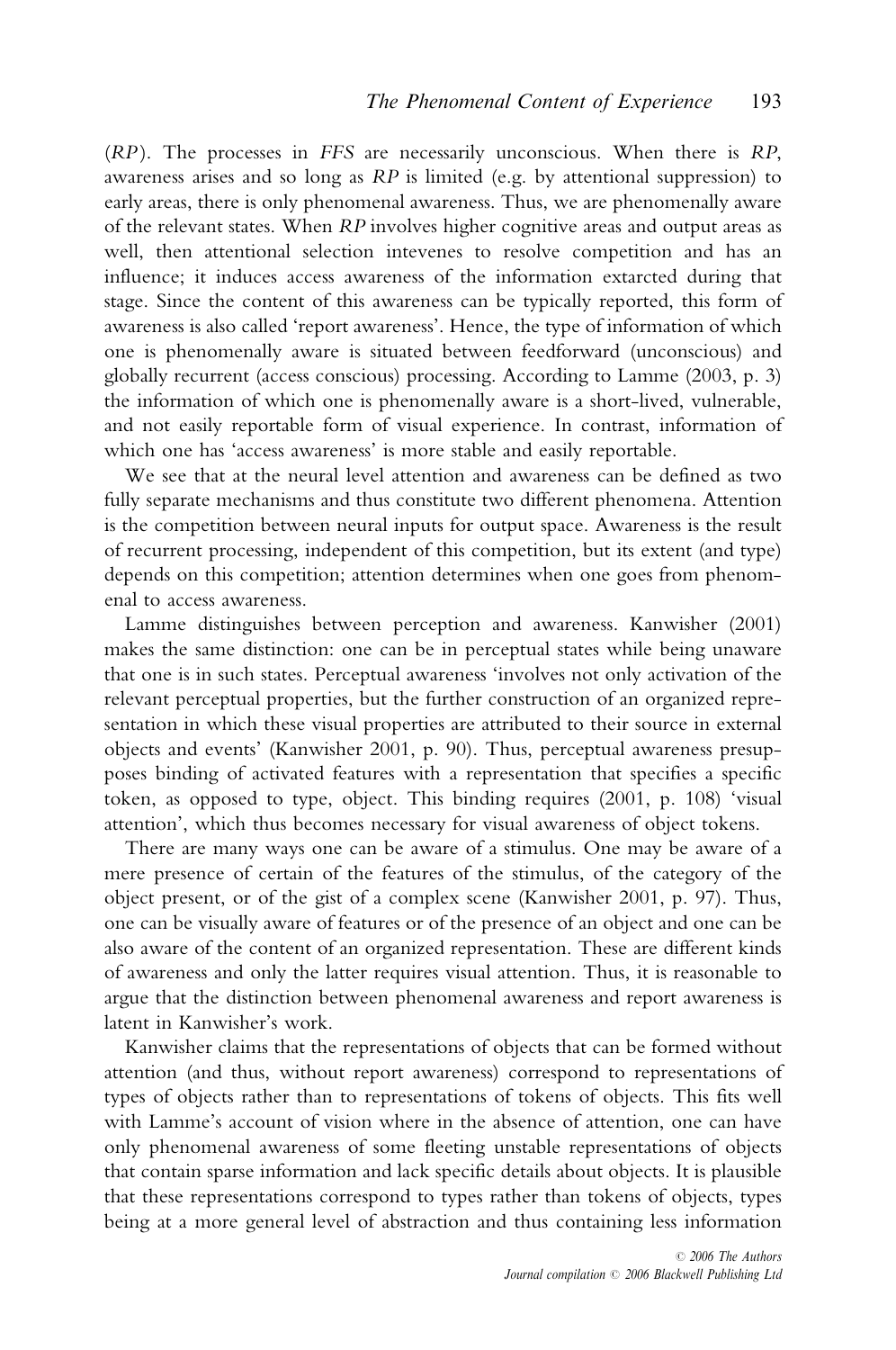(*RP*). The processes in *FFS* are necessarily unconscious. When there is *RP*, awareness arises and so long as *RP* is limited (e.g. by attentional suppression) to early areas, there is only phenomenal awareness. Thus, we are phenomenally aware of the relevant states. When *RP* involves higher cognitive areas and output areas as well, then attentional selection intevenes to resolve competition and has an influence; it induces access awareness of the information extarcted during that stage. Since the content of this awareness can be typically reported, this form of awareness is also called 'report awareness'. Hence, the type of information of which one is phenomenally aware is situated between feedforward (unconscious) and globally recurrent (access conscious) processing. According to Lamme (2003, p. 3) the information of which one is phenomenally aware is a short-lived, vulnerable, and not easily reportable form of visual experience. In contrast, information of which one has 'access awareness' is more stable and easily reportable.

We see that at the neural level attention and awareness can be defined as two fully separate mechanisms and thus constitute two different phenomena. Attention is the competition between neural inputs for output space. Awareness is the result of recurrent processing, independent of this competition, but its extent (and type) depends on this competition; attention determines when one goes from phenomenal to access awareness.

Lamme distinguishes between perception and awareness. Kanwisher (2001) makes the same distinction: one can be in perceptual states while being unaware that one is in such states. Perceptual awareness 'involves not only activation of the relevant perceptual properties, but the further construction of an organized representation in which these visual properties are attributed to their source in external objects and events' (Kanwisher 2001, p. 90). Thus, perceptual awareness presupposes binding of activated features with a representation that specifies a specific token, as opposed to type, object. This binding requires (2001, p. 108) 'visual attention', which thus becomes necessary for visual awareness of object tokens.

There are many ways one can be aware of a stimulus. One may be aware of a mere presence of certain of the features of the stimulus, of the category of the object present, or of the gist of a complex scene (Kanwisher 2001, p. 97). Thus, one can be visually aware of features or of the presence of an object and one can be also aware of the content of an organized representation. These are different kinds of awareness and only the latter requires visual attention. Thus, it is reasonable to argue that the distinction between phenomenal awareness and report awareness is latent in Kanwisher's work.

Kanwisher claims that the representations of objects that can be formed without attention (and thus, without report awareness) correspond to representations of types of objects rather than to representations of tokens of objects. This fits well with Lamme's account of vision where in the absence of attention, one can have only phenomenal awareness of some fleeting unstable representations of objects that contain sparse information and lack specific details about objects. It is plausible that these representations correspond to types rather than tokens of objects, types being at a more general level of abstraction and thus containing less information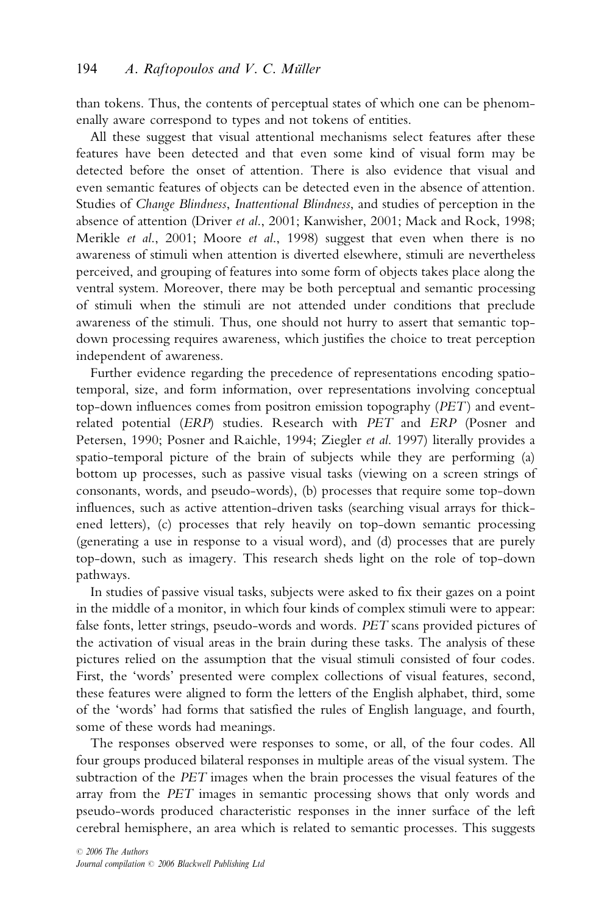than tokens. Thus, the contents of perceptual states of which one can be phenomenally aware correspond to types and not tokens of entities.

All these suggest that visual attentional mechanisms select features after these features have been detected and that even some kind of visual form may be detected before the onset of attention. There is also evidence that visual and even semantic features of objects can be detected even in the absence of attention. Studies of *Change Blindness*, *Inattentional Blindness*, and studies of perception in the absence of attention (Driver *et al.*, 2001; Kanwisher, 2001; Mack and Rock, 1998; Merikle *et al.*, 2001; Moore *et al.*, 1998) suggest that even when there is no awareness of stimuli when attention is diverted elsewhere, stimuli are nevertheless perceived, and grouping of features into some form of objects takes place along the ventral system. Moreover, there may be both perceptual and semantic processing of stimuli when the stimuli are not attended under conditions that preclude awareness of the stimuli. Thus, one should not hurry to assert that semantic top-down processing requires awareness, which justifies the choice to treat perception independent of awareness.

Further evidence regarding the precedence of representations encoding spatio-temporal, size, and form information, over representations involving conceptual top-down influences comes from positron emission topography (*PET*) and event-related potential (*ERP*) studies. Research with *PET* and *ERP* (Posner and Petersen, 1990; Posner and Raichle, 1994; Ziegler *et al.* 1997) literally provides a spatio-temporal picture of the brain of subjects while they are performing (a) bottom up processes, such as passive visual tasks (viewing on a screen strings of consonants, words, and pseudo-words), (b) processes that require some top-down influences, such as active attention-driven tasks (searching visual arrays for thickened letters), (c) processes that rely heavily on top-down semantic processing (generating a use in response to a visual word), and (d) processes that are purely top-down, such as imagery. This research sheds light on the role of top-down pathways.

In studies of passive visual tasks, subjects were asked to fix their gazes on a point in the middle of a monitor, in which four kinds of complex stimuli were to appear: false fonts, letter strings, pseudo-words and words. *PET* scans provided pictures of the activation of visual areas in the brain during these tasks. The analysis of these pictures relied on the assumption that the visual stimuli consisted of four codes. First, the 'words' presented were complex collections of visual features, second, these features were aligned to form the letters of the English alphabet, third, some of the 'words' had forms that satisfied the rules of English language, and fourth, some of these words had meanings.

The responses observed were responses to some, or all, of the four codes. All four groups produced bilateral responses in multiple areas of the visual system. The subtraction of the *PET* images when the brain processes the visual features of the array from the *PET* images in semantic processing shows that only words and pseudo-words produced characteristic responses in the inner surface of the left cerebral hemisphere, an area which is related to semantic processes. This suggests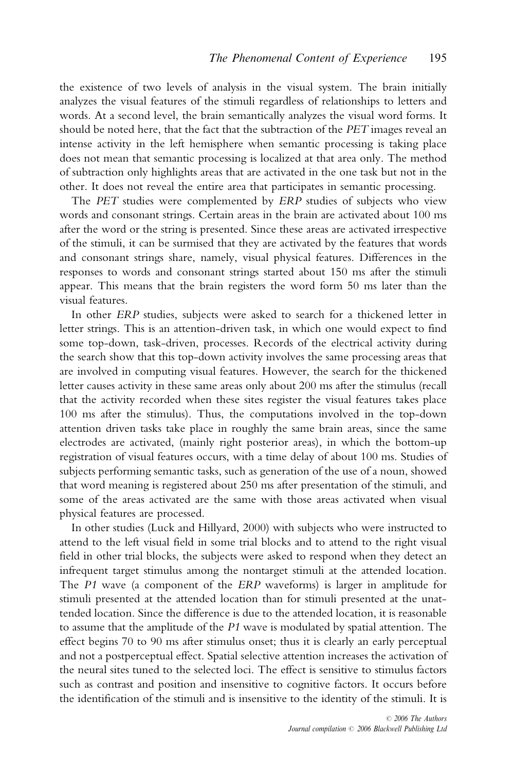the existence of two levels of analysis in the visual system. The brain initially analyzes the visual features of the stimuli regardless of relationships to letters and words. At a second level, the brain semantically analyzes the visual word forms. It should be noted here, that the fact that the subtraction of the *PET* images reveal an intense activity in the left hemisphere when semantic processing is taking place does not mean that semantic processing is localized at that area only. The method of subtraction only highlights areas that are activated in the one task but not in the other. It does not reveal the entire area that participates in semantic processing.

The *PET* studies were complemented by *ERP* studies of subjects who view words and consonant strings. Certain areas in the brain are activated about 100 ms after the word or the string is presented. Since these areas are activated irrespective of the stimuli, it can be surmised that they are activated by the features that words and consonant strings share, namely, visual physical features. Differences in the responses to words and consonant strings started about 150 ms after the stimuli appear. This means that the brain registers the word form 50 ms later than the visual features.

In other *ERP* studies, subjects were asked to search for a thickened letter in letter strings. This is an attention-driven task, in which one would expect to find some top-down, task-driven, processes. Records of the electrical activity during the search show that this top-down activity involves the same processing areas that are involved in computing visual features. However, the search for the thickened letter causes activity in these same areas only about 200 ms after the stimulus (recall that the activity recorded when these sites register the visual features takes place 100 ms after the stimulus). Thus, the computations involved in the top-down attention driven tasks take place in roughly the same brain areas, since the same electrodes are activated, (mainly right posterior areas), in which the bottom-up registration of visual features occurs, with a time delay of about 100 ms. Studies of subjects performing semantic tasks, such as generation of the use of a noun, showed that word meaning is registered about 250 ms after presentation of the stimuli, and some of the areas activated are the same with those areas activated when visual physical features are processed.

In other studies (Luck and Hillyard, 2000) with subjects who were instructed to attend to the left visual field in some trial blocks and to attend to the right visual field in other trial blocks, the subjects were asked to respond when they detect an infrequent target stimulus among the nontarget stimuli at the attended location. The *P1* wave (a component of the *ERP* waveforms) is larger in amplitude for stimuli presented at the attended location than for stimuli presented at the unattended location. Since the difference is due to the attended location, it is reasonable to assume that the amplitude of the *P1* wave is modulated by spatial attention. The effect begins 70 to 90 ms after stimulus onset; thus it is clearly an early perceptual and not a postperceptual effect. Spatial selective attention increases the activation of the neural sites tuned to the selected loci. The effect is sensitive to stimulus factors such as contrast and position and insensitive to cognitive factors. It occurs before the identification of the stimuli and is insensitive to the identity of the stimuli. It is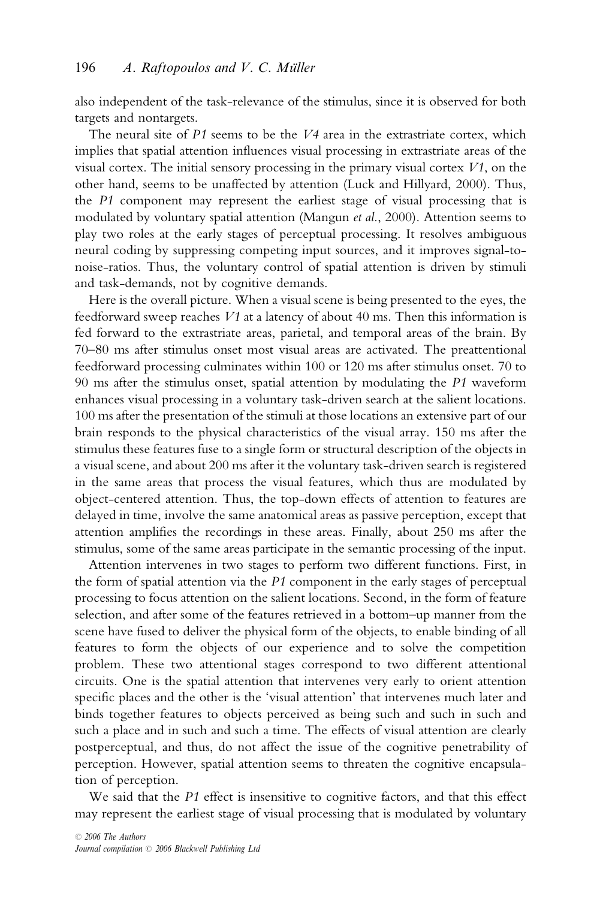also independent of the task-relevance of the stimulus, since it is observed for both targets and nontargets.

The neural site of *P1* seems to be the *V4* area in the extrastriate cortex, which implies that spatial attention influences visual processing in extrastriate areas of the visual cortex. The initial sensory processing in the primary visual cortex *V1*, on the other hand, seems to be unaffected by attention (Luck and Hillyard, 2000). Thus, the *P1* component may represent the earliest stage of visual processing that is modulated by voluntary spatial attention (Mangun *et al*., 2000). Attention seems to play two roles at the early stages of perceptual processing. It resolves ambiguous neural coding by suppressing competing input sources, and it improves signal-to-noise-ratios. Thus, the voluntary control of spatial attention is driven by stimuli and task-demands, not by cognitive demands.

Here is the overall picture. When a visual scene is being presented to the eyes, the feedforward sweep reaches *V1* at a latency of about 40 ms. Then this information is fed forward to the extrastriate areas, parietal, and temporal areas of the brain. By 70–80 ms after stimulus onset most visual areas are activated. The preattentional feedforward processing culminates within 100 or 120 ms after stimulus onset. 70 to 90 ms after the stimulus onset, spatial attention by modulating the *P1* waveform enhances visual processing in a voluntary task-driven search at the salient locations. 100 ms after the presentation of the stimuli at those locations an extensive part of our brain responds to the physical characteristics of the visual array. 150 ms after the stimulus these features fuse to a single form or structural description of the objects in a visual scene, and about 200 ms after it the voluntary task-driven search is registered in the same areas that process the visual features, which thus are modulated by object-centered attention. Thus, the top-down effects of attention to features are delayed in time, involve the same anatomical areas as passive perception, except that attention amplifies the recordings in these areas. Finally, about 250 ms after the stimulus, some of the same areas participate in the semantic processing of the input.

Attention intervenes in two stages to perform two different functions. First, in the form of spatial attention via the *P1* component in the early stages of perceptual processing to focus attention on the salient locations. Second, in the form of feature selection, and after some of the features retrieved in a bottom–up manner from the scene have fused to deliver the physical form of the objects, to enable binding of all features to form the objects of our experience and to solve the competition problem. These two attentional stages correspond to two different attentional circuits. One is the spatial attention that intervenes very early to orient attention specific places and the other is the 'visual attention' that intervenes much later and binds together features to objects perceived as being such and such in such and such a place and in such and such a time. The effects of visual attention are clearly postperceptual, and thus, do not affect the issue of the cognitive penetrability of perception. However, spatial attention seems to threaten the cognitive encapsulation of perception.

We said that the *P1* effect is insensitive to cognitive factors, and that this effect may represent the earliest stage of visual processing that is modulated by voluntary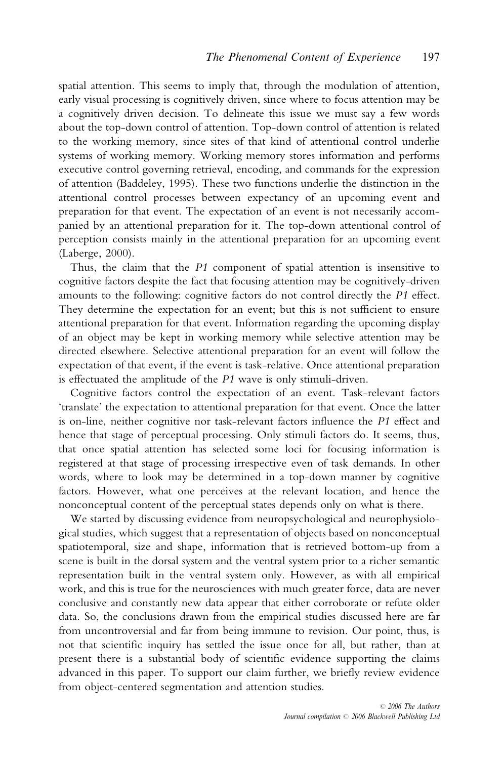spatial attention. This seems to imply that, through the modulation of attention, early visual processing is cognitively driven, since where to focus attention may be a cognitively driven decision. To delineate this issue we must say a few words about the top-down control of attention. Top-down control of attention is related to the working memory, since sites of that kind of attentional control underlie systems of working memory. Working memory stores information and performs executive control governing retrieval, encoding, and commands for the expression of attention (Baddeley, 1995). These two functions underlie the distinction in the attentional control processes between expectancy of an upcoming event and preparation for that event. The expectation of an event is not necessarily accompanied by an attentional preparation for it. The top-down attentional control of perception consists mainly in the attentional preparation for an upcoming event (Laberge, 2000).

Thus, the claim that the *P1* component of spatial attention is insensitive to cognitive factors despite the fact that focusing attention may be cognitively-driven amounts to the following: cognitive factors do not control directly the *P1* effect. They determine the expectation for an event; but this is not sufficient to ensure attentional preparation for that event. Information regarding the upcoming display of an object may be kept in working memory while selective attention may be directed elsewhere. Selective attentional preparation for an event will follow the expectation of that event, if the event is task-relative. Once attentional preparation is effectuated the amplitude of the *P1* wave is only stimuli-driven.

Cognitive factors control the expectation of an event. Task-relevant factors 'translate' the expectation to attentional preparation for that event. Once the latter is on-line, neither cognitive nor task-relevant factors influence the *P1* effect and hence that stage of perceptual processing. Only stimuli factors do. It seems, thus, that once spatial attention has selected some loci for focusing information is registered at that stage of processing irrespective even of task demands. In other words, where to look may be determined in a top-down manner by cognitive factors. However, what one perceives at the relevant location, and hence the nonconceptual content of the perceptual states depends only on what is there.

We started by discussing evidence from neuropsychological and neurophysiological studies, which suggest that a representation of objects based on nonconceptual spatiotemporal, size and shape, information that is retrieved bottom-up from a scene is built in the dorsal system and the ventral system prior to a richer semantic representation built in the ventral system only. However, as with all empirical work, and this is true for the neurosciences with much greater force, data are never conclusive and constantly new data appear that either corroborate or refute older data. So, the conclusions drawn from the empirical studies discussed here are far from uncontroversial and far from being immune to revision. Our point, thus, is not that scientific inquiry has settled the issue once for all, but rather, than at present there is a substantial body of scientific evidence supporting the claims advanced in this paper. To support our claim further, we briefly review evidence from object-centered segmentation and attention studies.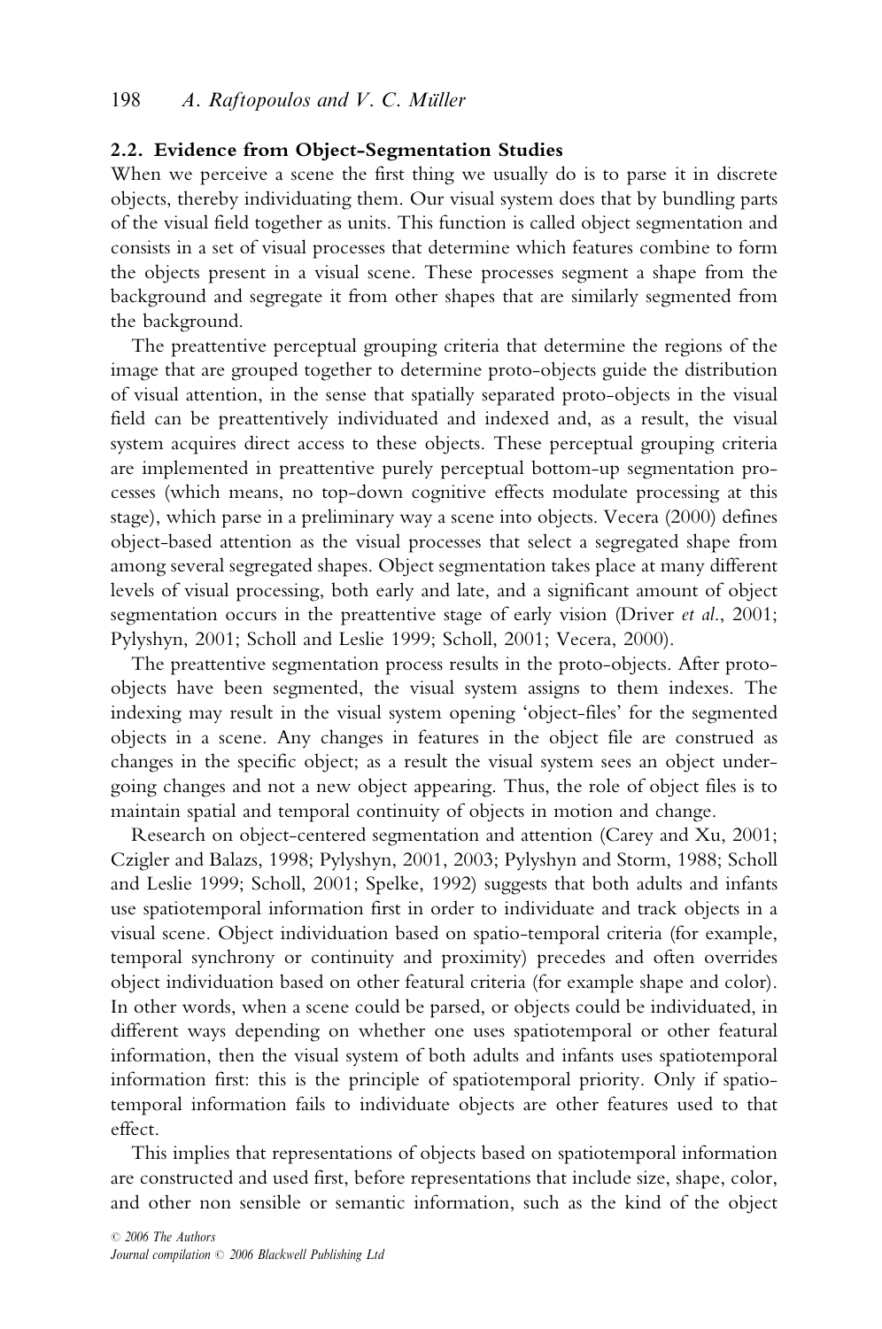### 2.2. Evidence from Object-Segmentation Studies

When we perceive a scene the first thing we usually do is to parse it in discrete objects, thereby individuating them. Our visual system does that by bundling parts of the visual field together as units. This function is called object segmentation and consists in a set of visual processes that determine which features combine to form the objects present in a visual scene. These processes segment a shape from the background and segregate it from other shapes that are similarly segmented from the background.

The preattentive perceptual grouping criteria that determine the regions of the image that are grouped together to determine proto-objects guide the distribution of visual attention, in the sense that spatially separated proto-objects in the visual field can be preattentively individuated and indexed and, as a result, the visual system acquires direct access to these objects. These perceptual grouping criteria are implemented in preattentive purely perceptual bottom-up segmentation processes (which means, no top-down cognitive effects modulate processing at this stage), which parse in a preliminary way a scene into objects. Vecera (2000) defines object-based attention as the visual processes that select a segregated shape from among several segregated shapes. Object segmentation takes place at many different levels of visual processing, both early and late, and a significant amount of object segmentation occurs in the preattentive stage of early vision (Driver *et al.*, 2001; Pylyshyn, 2001; Scholl and Leslie 1999; Scholl, 2001; Vecera, 2000).

The preattentive segmentation process results in the proto-objects. After proto-objects have been segmented, the visual system assigns to them indexes. The indexing may result in the visual system opening 'object-files' for the segmented objects in a scene. Any changes in features in the object file are construed as changes in the specific object; as a result the visual system sees an object undergoing changes and not a new object appearing. Thus, the role of object files is to maintain spatial and temporal continuity of objects in motion and change.

Research on object-centered segmentation and attention (Carey and Xu, 2001; Czigler and Balazs, 1998; Pylyshyn, 2001, 2003; Pylyshyn and Storm, 1988; Scholl and Leslie 1999; Scholl, 2001; Spelke, 1992) suggests that both adults and infants use spatiotemporal information first in order to individuate and track objects in a visual scene. Object individuation based on spatio-temporal criteria (for example, temporal synchrony or continuity and proximity) precedes and often overrides object individuation based on other featural criteria (for example shape and color). In other words, when a scene could be parsed, or objects could be individuated, in different ways depending on whether one uses spatiotemporal or other featural information, then the visual system of both adults and infants uses spatiotemporal information first: this is the principle of spatiotemporal priority. Only if spatiotemporal information fails to individuate objects are other features used to that effect.

This implies that representations of objects based on spatiotemporal information are constructed and used first, before representations that include size, shape, color, and other non sensible or semantic information, such as the kind of the object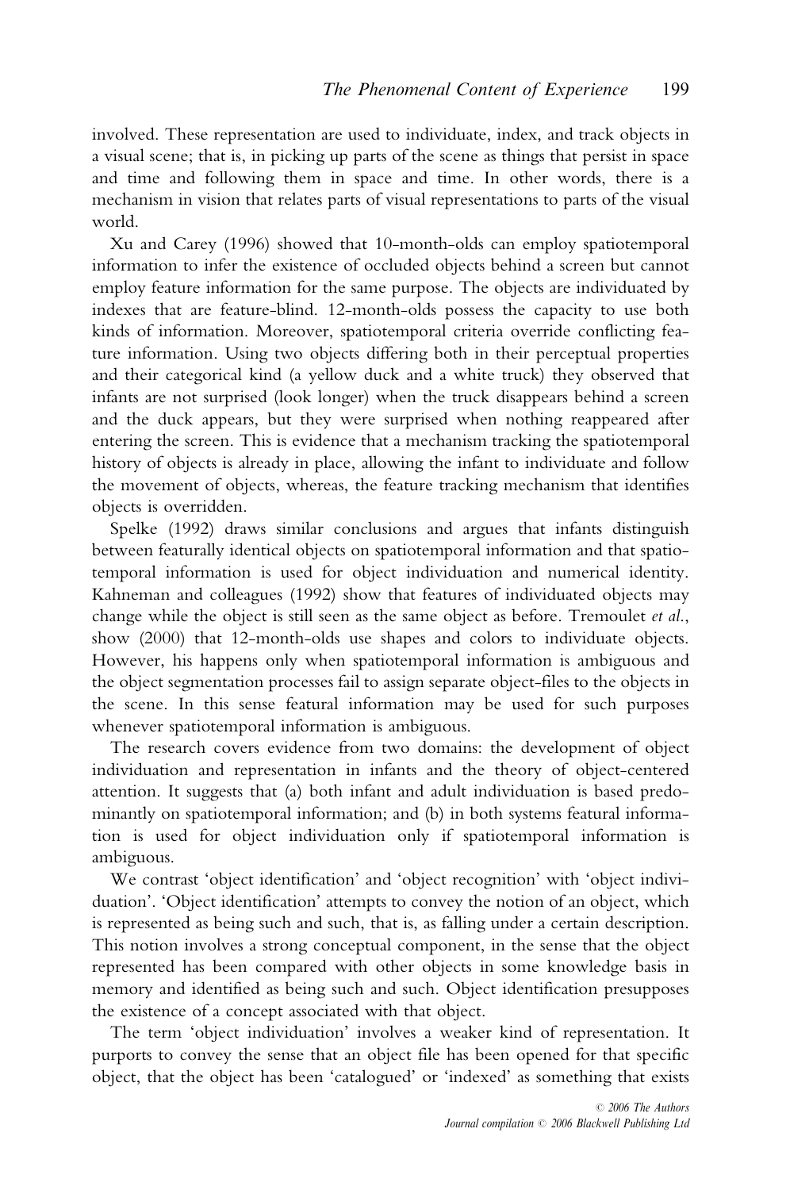involved. These representation are used to individuate, index, and track objects in a visual scene; that is, in picking up parts of the scene as things that persist in space and time and following them in space and time. In other words, there is a mechanism in vision that relates parts of visual representations to parts of the visual world.

Xu and Carey (1996) showed that 10-month-olds can employ spatiotemporal information to infer the existence of occluded objects behind a screen but cannot employ feature information for the same purpose. The objects are individuated by indexes that are feature-blind. 12-month-olds possess the capacity to use both kinds of information. Moreover, spatiotemporal criteria override conflicting feature information. Using two objects differing both in their perceptual properties and their categorical kind (a yellow duck and a white truck) they observed that infants are not surprised (look longer) when the truck disappears behind a screen and the duck appears, but they were surprised when nothing reappeared after entering the screen. This is evidence that a mechanism tracking the spatiotemporal history of objects is already in place, allowing the infant to individuate and follow the movement of objects, whereas, the feature tracking mechanism that identifies objects is overridden.

Spelke (1992) draws similar conclusions and argues that infants distinguish between featurally identical objects on spatiotemporal information and that spatiotemporal information is used for object individuation and numerical identity. Kahneman and colleagues (1992) show that features of individuated objects may change while the object is still seen as the same object as before. Tremoulet *et al.*, show (2000) that 12-month-olds use shapes and colors to individuate objects. However, his happens only when spatiotemporal information is ambiguous and the object segmentation processes fail to assign separate object-files to the objects in the scene. In this sense featural information may be used for such purposes whenever spatiotemporal information is ambiguous.

The research covers evidence from two domains: the development of object individuation and representation in infants and the theory of object-centered attention. It suggests that (a) both infant and adult individuation is based predominantly on spatiotemporal information; and (b) in both systems featural information is used for object individuation only if spatiotemporal information is ambiguous.

We contrast 'object identification' and 'object recognition' with 'object individuation'. 'Object identification' attempts to convey the notion of an object, which is represented as being such and such, that is, as falling under a certain description. This notion involves a strong conceptual component, in the sense that the object represented has been compared with other objects in some knowledge basis in memory and identified as being such and such. Object identification presupposes the existence of a concept associated with that object.

The term 'object individuation' involves a weaker kind of representation. It purports to convey the sense that an object file has been opened for that specific object, that the object has been 'catalogued' or 'indexed' as something that exists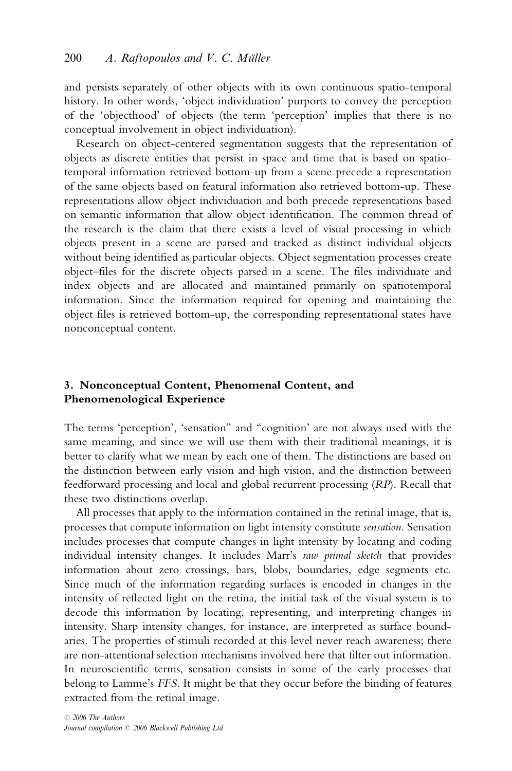and persists separately of other objects with its own continuous spatio-temporal history. In other words, 'object individuation' purports to convey the perception of the 'objecthood' of objects (the term 'perception' implies that there is no conceptual involvement in object individuation).

Research on object-centered segmentation suggests that the representation of objects as discrete entities that persist in space and time that is based on spatio-temporal information retrieved bottom-up from a scene precede a representation of the same objects based on featural information also retrieved bottom-up. These representations allow object individuation and both precede representations based on semantic information that allow object identification. The common thread of the research is the claim that there exists a level of visual processing in which objects present in a scene are parsed and tracked as distinct individual objects without being identified as particular objects. Object segmentation processes create object–files for the discrete objects parsed in a scene. The files individuate and index objects and are allocated and maintained primarily on spatiotemporal information. Since the information required for opening and maintaining the object files is retrieved bottom-up, the corresponding representational states have nonconceptual content.

## 3. Nonconceptual Content, Phenomenal Content, and Phenomenological Experience

The terms 'perception', 'sensation" and "cognition' are not always used with the same meaning, and since we will use them with their traditional meanings, it is better to clarify what we mean by each one of them. The distinctions are based on the distinction between early vision and high vision, and the distinction between feedforward processing and local and global recurrent processing (*RP*). Recall that these two distinctions overlap.

All processes that apply to the information contained in the retinal image, that is, processes that compute information on light intensity constitute *sensation*. Sensation includes processes that compute changes in light intensity by locating and coding individual intensity changes. It includes Marr's *raw primal sketch* that provides information about zero crossings, bars, blobs, boundaries, edge segments etc. Since much of the information regarding surfaces is encoded in changes in the intensity of reflected light on the retina, the initial task of the visual system is to decode this information by locating, representing, and interpreting changes in intensity. Sharp intensity changes, for instance, are interpreted as surface boundaries. The properties of stimuli recorded at this level never reach awareness; there are non-attentional selection mechanisms involved here that filter out information. In neuroscientific terms, sensation consists in some of the early processes that belong to Lamme's *FFS*. It might be that they occur before the binding of features extracted from the retinal image.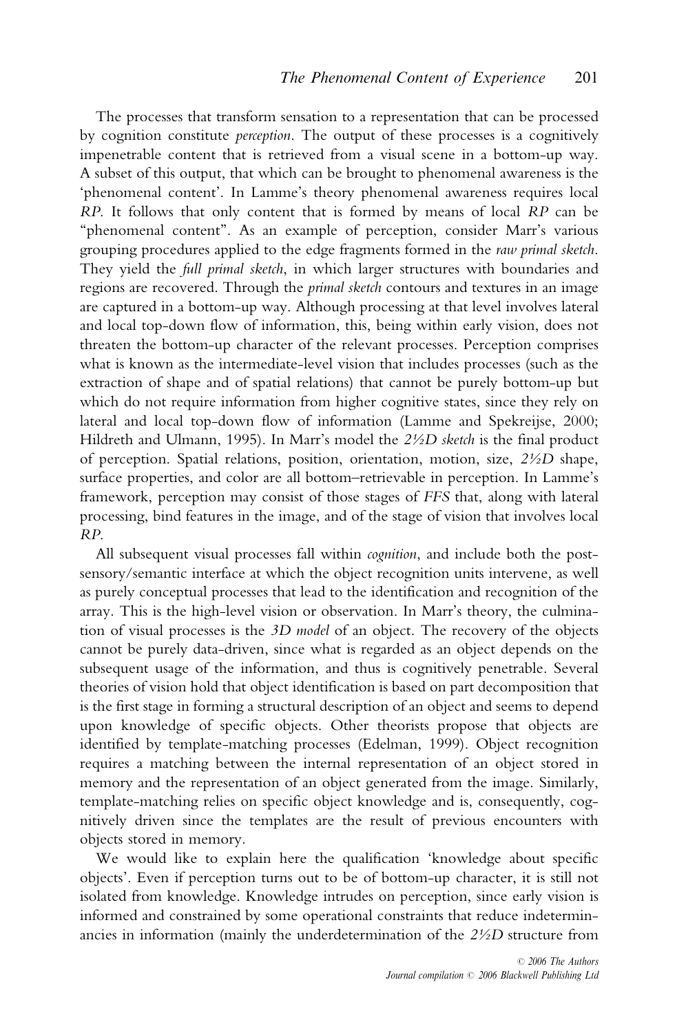The processes that transform sensation to a representation that can be processed by cognition constitute *perception*. The output of these processes is a cognitively impenetrable content that is retrieved from a visual scene in a bottom-up way. A subset of this output, that which can be brought to phenomenal awareness is the 'phenomenal content'. In Lamme's theory phenomenal awareness requires local *RP*. It follows that only content that is formed by means of local *RP* can be "phenomenal content". As an example of perception, consider Marr's various grouping procedures applied to the edge fragments formed in the *raw primal sketch*. They yield the *full primal sketch*, in which larger structures with boundaries and regions are recovered. Through the *primal sketch* contours and textures in an image are captured in a bottom-up way. Although processing at that level involves lateral and local top-down flow of information, this, being within early vision, does not threaten the bottom-up character of the relevant processes. Perception comprises what is known as the intermediate-level vision that includes processes (such as the extraction of shape and of spatial relations) that cannot be purely bottom-up but which do not require information from higher cognitive states, since they rely on lateral and local top-down flow of information (Lamme and Spekreijse, 2000; Hildreth and Ulmann, 1995). In Marr's model the *2½D sketch* is the final product of perception. Spatial relations, position, orientation, motion, size, *2½D* shape, surface properties, and color are all bottom–retrievable in perception. In Lamme's framework, perception may consist of those stages of *FFS* that, along with lateral processing, bind features in the image, and of the stage of vision that involves local *RP*.

All subsequent visual processes fall within *cognition*, and include both the post-sensory/semantic interface at which the object recognition units intervene, as well as purely conceptual processes that lead to the identification and recognition of the array. This is the high-level vision or observation. In Marr's theory, the culmination of visual processes is the *3D model* of an object. The recovery of the objects cannot be purely data-driven, since what is regarded as an object depends on the subsequent usage of the information, and thus is cognitively penetrable. Several theories of vision hold that object identification is based on part decomposition that is the first stage in forming a structural description of an object and seems to depend upon knowledge of specific objects. Other theorists propose that objects are identified by template-matching processes (Edelman, 1999). Object recognition requires a matching between the internal representation of an object stored in memory and the representation of an object generated from the image. Similarly, template-matching relies on specific object knowledge and is, consequently, cognitively driven since the templates are the result of previous encounters with objects stored in memory.

We would like to explain here the qualification 'knowledge about specific objects'. Even if perception turns out to be of bottom-up character, it is still not isolated from knowledge. Knowledge intrudes on perception, since early vision is informed and constrained by some operational constraints that reduce indeterminancies in information (mainly the underdetermination of the *2½D* structure from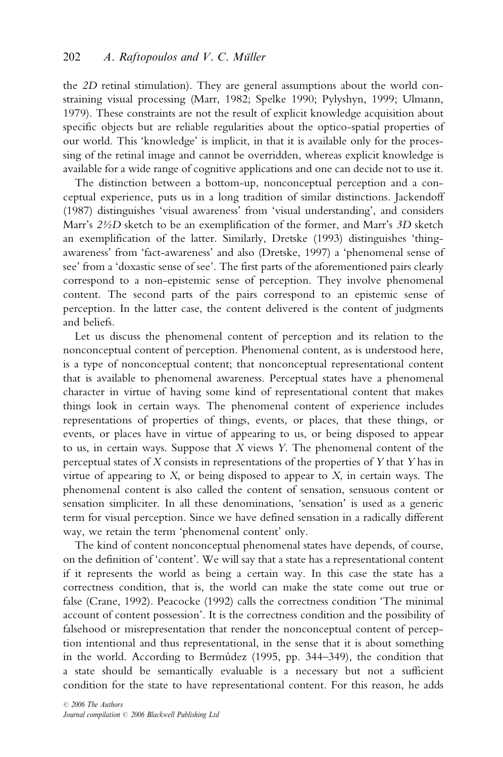the *2D* retinal stimulation). They are general assumptions about the world constraining visual processing (Marr, 1982; Spelke 1990; Pylyshyn, 1999; Ulmann, 1979). These constraints are not the result of explicit knowledge acquisition about specific objects but are reliable regularities about the optico-spatial properties of our world. This 'knowledge' is implicit, in that it is available only for the processing of the retinal image and cannot be overridden, whereas explicit knowledge is available for a wide range of cognitive applications and one can decide not to use it.

The distinction between a bottom-up, nonconceptual perception and a conceptual experience, puts us in a long tradition of similar distinctions. Jackendoff (1987) distinguishes 'visual awareness' from 'visual understanding', and considers Marr's *2½D* sketch to be an exemplification of the former, and Marr's *3D* sketch an exemplification of the latter. Similarly, Dretske (1993) distinguishes 'thing-awareness' from 'fact-awareness' and also (Dretske, 1997) a 'phenomenal sense of see' from a 'doxastic sense of see'. The first parts of the aforementioned pairs clearly correspond to a non-epistemic sense of perception. They involve phenomenal content. The second parts of the pairs correspond to an epistemic sense of perception. In the latter case, the content delivered is the content of judgments and beliefs.

Let us discuss the phenomenal content of perception and its relation to the nonconceptual content of perception. Phenomenal content, as is understood here, is a type of nonconceptual content; that nonconceptual representational content that is available to phenomenal awareness. Perceptual states have a phenomenal character in virtue of having some kind of representational content that makes things look in certain ways. The phenomenal content of experience includes representations of properties of things, events, or places, that these things, or events, or places have in virtue of appearing to us, or being disposed to appear to us, in certain ways. Suppose that *X* views *Y*. The phenomenal content of the perceptual states of *X* consists in representations of the properties of *Y* that *Y* has in virtue of appearing to *X*, or being disposed to appear to *X*, in certain ways. The phenomenal content is also called the content of sensation, sensuous content or sensation simpliciter. In all these denominations, 'sensation' is used as a generic term for visual perception. Since we have defined sensation in a radically different way, we retain the term 'phenomenal content' only.

The kind of content nonconceptual phenomenal states have depends, of course, on the definition of 'content'. We will say that a state has a representational content if it represents the world as being a certain way. In this case the state has a correctness condition, that is, the world can make the state come out true or false (Crane, 1992). Peacocke (1992) calls the correctness condition 'The minimal account of content possession'. It is the correctness condition and the possibility of falsehood or misrepresentation that render the nonconceptual content of perception intentional and thus representational, in the sense that it is about something in the world. According to Bermúdez (1995, pp. 344–349), the condition that a state should be semantically evaluable is a necessary but not a sufficient condition for the state to have representational content. For this reason, he adds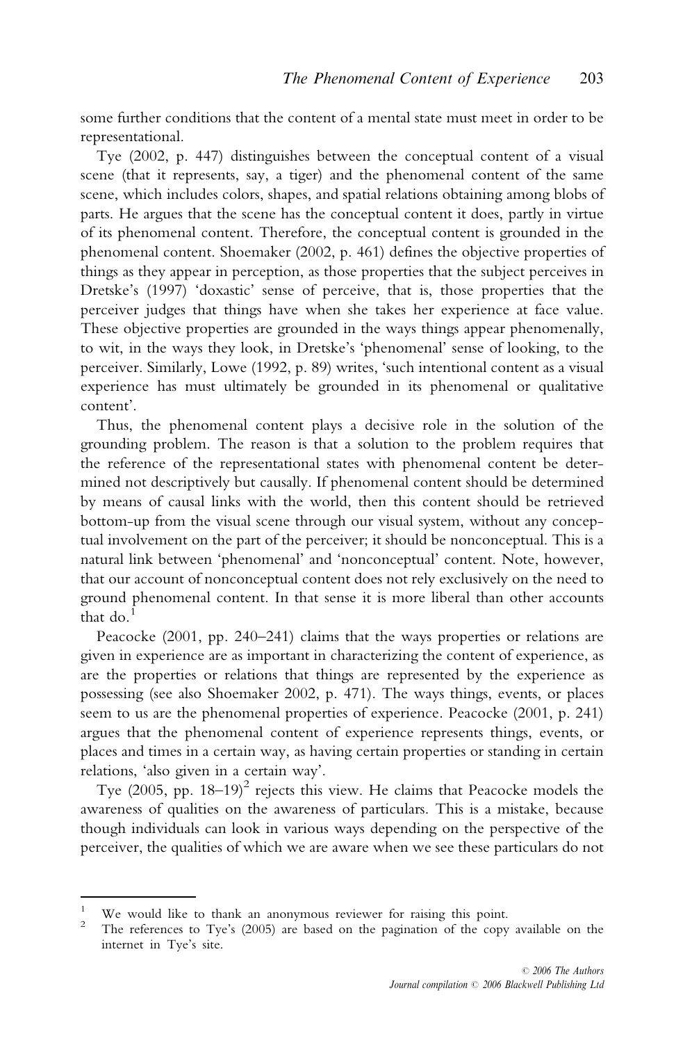some further conditions that the content of a mental state must meet in order to be representational.

Tye (2002, p. 447) distinguishes between the conceptual content of a visual scene (that it represents, say, a tiger) and the phenomenal content of the same scene, which includes colors, shapes, and spatial relations obtaining among blobs of parts. He argues that the scene has the conceptual content it does, partly in virtue of its phenomenal content. Therefore, the conceptual content is grounded in the phenomenal content. Shoemaker (2002, p. 461) defines the objective properties of things as they appear in perception, as those properties that the subject perceives in Dretske's (1997) 'doxastic' sense of perceive, that is, those properties that the perceiver judges that things have when she takes her experience at face value. These objective properties are grounded in the ways things appear phenomenally, to wit, in the ways they look, in Dretske's 'phenomenal' sense of looking, to the perceiver. Similarly, Lowe (1992, p. 89) writes, 'such intentional content as a visual experience has must ultimately be grounded in its phenomenal or qualitative content'.

Thus, the phenomenal content plays a decisive role in the solution of the grounding problem. The reason is that a solution to the problem requires that the reference of the representational states with phenomenal content be determined not descriptively but causally. If phenomenal content should be determined by means of causal links with the world, then this content should be retrieved bottom-up from the visual scene through our visual system, without any conceptual involvement on the part of the perceiver; it should be nonconceptual. This is a natural link between 'phenomenal' and 'nonconceptual' content. Note, however, that our account of nonconceptual content does not rely exclusively on the need to ground phenomenal content. In that sense it is more liberal than other accounts that do.[1]

Peacocke (2001, pp. 240–241) claims that the ways properties or relations are given in experience are as important in characterizing the content of experience, as are the properties or relations that things are represented by the experience as possessing (see also Shoemaker 2002, p. 471). The ways things, events, or places seem to us are the phenomenal properties of experience. Peacocke (2001, p. 241) argues that the phenomenal content of experience represents things, events, or places and times in a certain way, as having certain properties or standing in certain relations, 'also given in a certain way'.

Tye (2005, pp. 18–19)[2] rejects this view. He claims that Peacocke models the awareness of qualities on the awareness of particulars. This is a mistake, because though individuals can look in various ways depending on the perspective of the perceiver, the qualities of which we are aware when we see these particulars do not

---

[1] We would like to thank an anonymous reviewer for raising this point.

[2] The references to Tye's (2005) are based on the pagination of the copy available on the internet in Tye's site.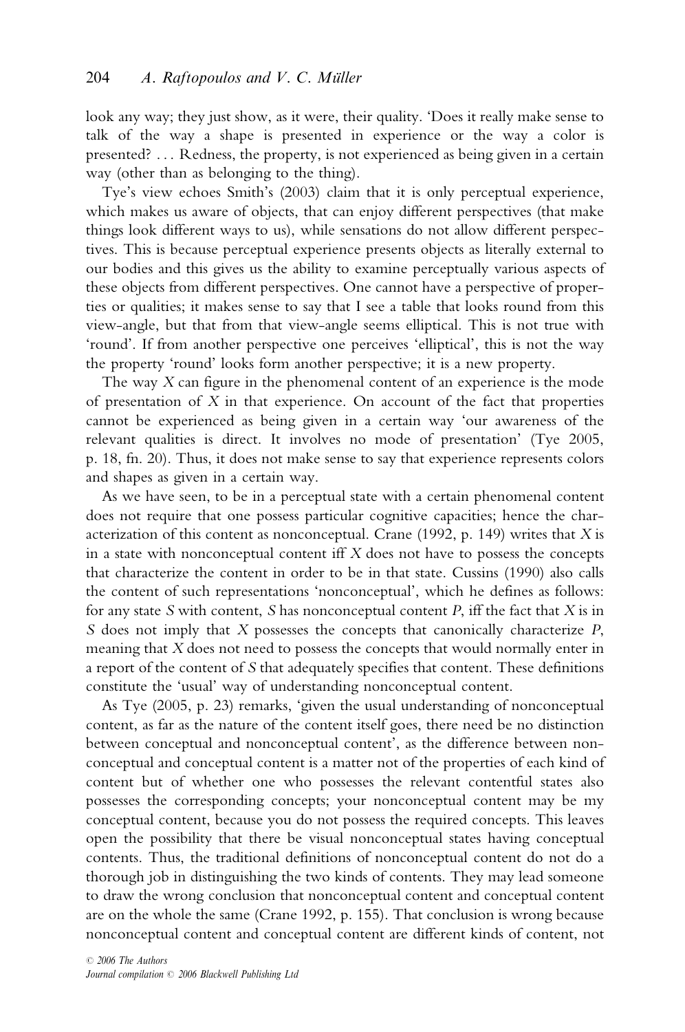look any way; they just show, as it were, their quality. 'Does it really make sense to talk of the way a shape is presented in experience or the way a color is presented? . . . Redness, the property, is not experienced as being given in a certain way (other than as belonging to the thing).

Tye's view echoes Smith's (2003) claim that it is only perceptual experience, which makes us aware of objects, that can enjoy different perspectives (that make things look different ways to us), while sensations do not allow different perspectives. This is because perceptual experience presents objects as literally external to our bodies and this gives us the ability to examine perceptually various aspects of these objects from different perspectives. One cannot have a perspective of properties or qualities; it makes sense to say that I see a table that looks round from this view-angle, but that from that view-angle seems elliptical. This is not true with 'round'. If from another perspective one perceives 'elliptical', this is not the way the property 'round' looks form another perspective; it is a new property.

The way *X* can figure in the phenomenal content of an experience is the mode of presentation of *X* in that experience. On account of the fact that properties cannot be experienced as being given in a certain way 'our awareness of the relevant qualities is direct. It involves no mode of presentation' (Tye 2005, p. 18, fn. 20). Thus, it does not make sense to say that experience represents colors and shapes as given in a certain way.

As we have seen, to be in a perceptual state with a certain phenomenal content does not require that one possess particular cognitive capacities; hence the characterization of this content as nonconceptual. Crane (1992, p. 149) writes that *X* is in a state with nonconceptual content iff *X* does not have to possess the concepts that characterize the content in order to be in that state. Cussins (1990) also calls the content of such representations 'nonconceptual', which he defines as follows: for any state *S* with content, *S* has nonconceptual content *P*, iff the fact that *X* is in *S* does not imply that *X* possesses the concepts that canonically characterize *P*, meaning that *X* does not need to possess the concepts that would normally enter in a report of the content of *S* that adequately specifies that content. These definitions constitute the 'usual' way of understanding nonconceptual content.

As Tye (2005, p. 23) remarks, 'given the usual understanding of nonconceptual content, as far as the nature of the content itself goes, there need be no distinction between conceptual and nonconceptual content', as the difference between nonconceptual and conceptual content is a matter not of the properties of each kind of content but of whether one who possesses the relevant contentful states also possesses the corresponding concepts; your nonconceptual content may be my conceptual content, because you do not possess the required concepts. This leaves open the possibility that there be visual nonconceptual states having conceptual contents. Thus, the traditional definitions of nonconceptual content do not do a thorough job in distinguishing the two kinds of contents. They may lead someone to draw the wrong conclusion that nonconceptual content and conceptual content are on the whole the same (Crane 1992, p. 155). That conclusion is wrong because nonconceptual content and conceptual content are different kinds of content, not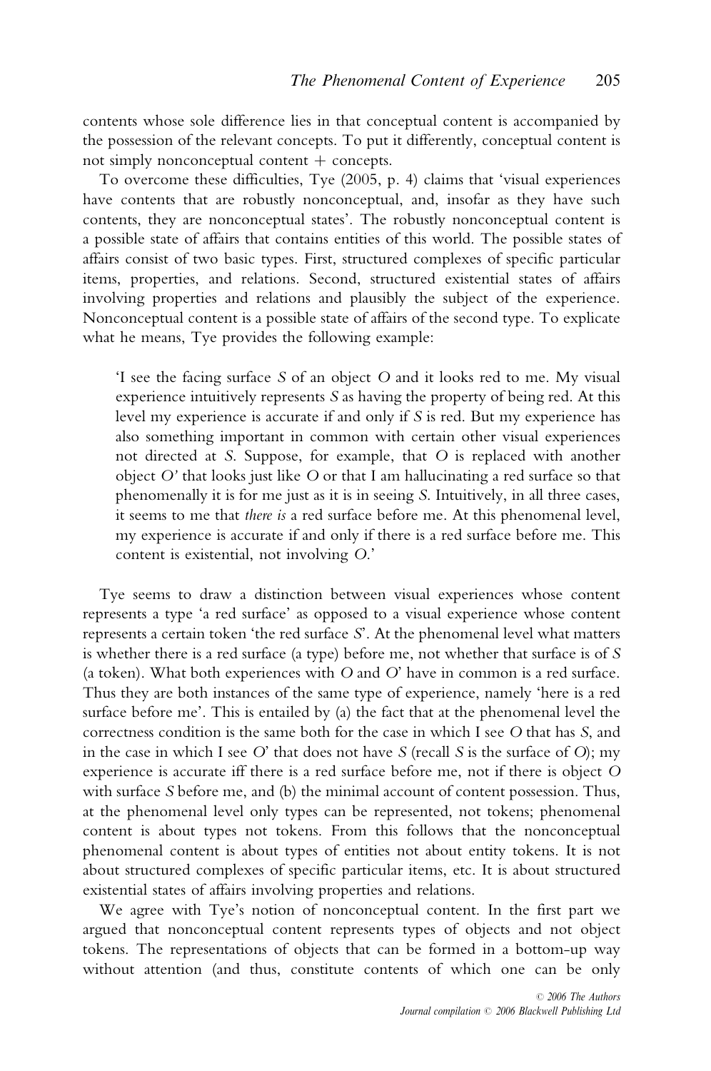contents whose sole difference lies in that conceptual content is accompanied by the possession of the relevant concepts. To put it differently, conceptual content is not simply nonconceptual content + concepts.

To overcome these difficulties, Tye (2005, p. 4) claims that 'visual experiences have contents that are robustly nonconceptual, and, insofar as they have such contents, they are nonconceptual states'. The robustly nonconceptual content is a possible state of affairs that contains entities of this world. The possible states of affairs consist of two basic types. First, structured complexes of specific particular items, properties, and relations. Second, structured existential states of affairs involving properties and relations and plausibly the subject of the experience. Nonconceptual content is a possible state of affairs of the second type. To explicate what he means, Tye provides the following example:

> 'I see the facing surface *S* of an object *O* and it looks red to me. My visual experience intuitively represents *S* as having the property of being red. At this level my experience is accurate if and only if *S* is red. But my experience has also something important in common with certain other visual experiences not directed at *S*. Suppose, for example, that *O* is replaced with another object *O'* that looks just like *O* or that I am hallucinating a red surface so that phenomenally it is for me just as it is in seeing *S*. Intuitively, in all three cases, it seems to me that *there is* a red surface before me. At this phenomenal level, my experience is accurate if and only if there is a red surface before me. This content is existential, not involving *O*.'

Tye seems to draw a distinction between visual experiences whose content represents a type 'a red surface' as opposed to a visual experience whose content represents a certain token 'the red surface *S*'. At the phenomenal level what matters is whether there is a red surface (a type) before me, not whether that surface is of *S* (a token). What both experiences with *O* and *O'* have in common is a red surface. Thus they are both instances of the same type of experience, namely 'here is a red surface before me'. This is entailed by (a) the fact that at the phenomenal level the correctness condition is the same both for the case in which I see *O* that has *S*, and in the case in which I see *O'* that does not have *S* (recall *S* is the surface of *O*); my experience is accurate iff there is a red surface before me, not if there is object *O* with surface *S* before me, and (b) the minimal account of content possession. Thus, at the phenomenal level only types can be represented, not tokens; phenomenal content is about types not tokens. From this follows that the nonconceptual phenomenal content is about types of entities not about entity tokens. It is not about structured complexes of specific particular items, etc. It is about structured existential states of affairs involving properties and relations.

We agree with Tye's notion of nonconceptual content. In the first part we argued that nonconceptual content represents types of objects and not object tokens. The representations of objects that can be formed in a bottom-up way without attention (and thus, constitute contents of which one can be only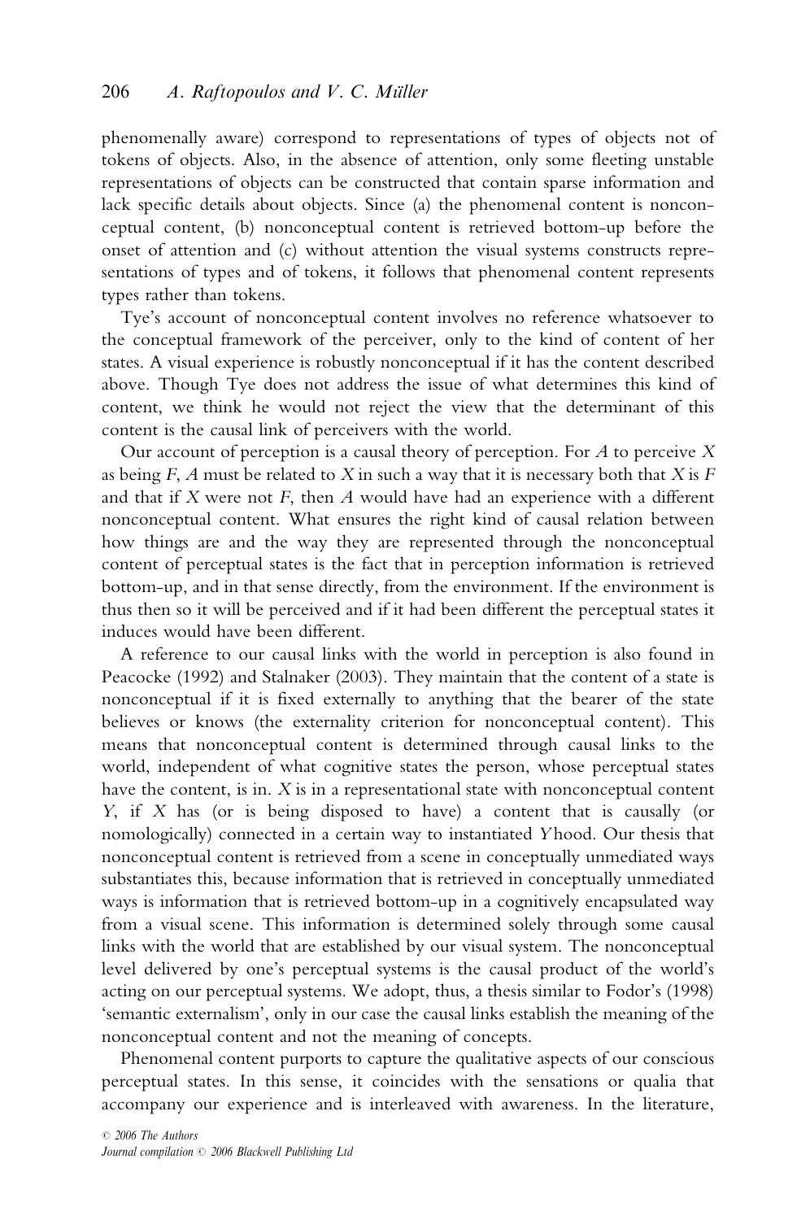phenomenally aware) correspond to representations of types of objects not of tokens of objects. Also, in the absence of attention, only some fleeting unstable representations of objects can be constructed that contain sparse information and lack specific details about objects. Since (a) the phenomenal content is nonconceptual content, (b) nonconceptual content is retrieved bottom-up before the onset of attention and (c) without attention the visual systems constructs representations of types and of tokens, it follows that phenomenal content represents types rather than tokens.

Tye's account of nonconceptual content involves no reference whatsoever to the conceptual framework of the perceiver, only to the kind of content of her states. A visual experience is robustly nonconceptual if it has the content described above. Though Tye does not address the issue of what determines this kind of content, we think he would not reject the view that the determinant of this content is the causal link of perceivers with the world.

Our account of perception is a causal theory of perception. For *A* to perceive *X* as being *F*, *A* must be related to *X* in such a way that it is necessary both that *X* is *F* and that if *X* were not *F*, then *A* would have had an experience with a different nonconceptual content. What ensures the right kind of causal relation between how things are and the way they are represented through the nonconceptual content of perceptual states is the fact that in perception information is retrieved bottom-up, and in that sense directly, from the environment. If the environment is thus then so it will be perceived and if it had been different the perceptual states it induces would have been different.

A reference to our causal links with the world in perception is also found in Peacocke (1992) and Stalnaker (2003). They maintain that the content of a state is nonconceptual if it is fixed externally to anything that the bearer of the state believes or knows (the externality criterion for nonconceptual content). This means that nonconceptual content is determined through causal links to the world, independent of what cognitive states the person, whose perceptual states have the content, is in. *X* is in a representational state with nonconceptual content *Y*, if *X* has (or is being disposed to have) a content that is causally (or nomologically) connected in a certain way to instantiated *Y*hood. Our thesis that nonconceptual content is retrieved from a scene in conceptually unmediated ways substantiates this, because information that is retrieved in conceptually unmediated ways is information that is retrieved bottom-up in a cognitively encapsulated way from a visual scene. This information is determined solely through some causal links with the world that are established by our visual system. The nonconceptual level delivered by one's perceptual systems is the causal product of the world's acting on our perceptual systems. We adopt, thus, a thesis similar to Fodor's (1998) 'semantic externalism', only in our case the causal links establish the meaning of the nonconceptual content and not the meaning of concepts.

Phenomenal content purports to capture the qualitative aspects of our conscious perceptual states. In this sense, it coincides with the sensations or qualia that accompany our experience and is interleaved with awareness. In the literature,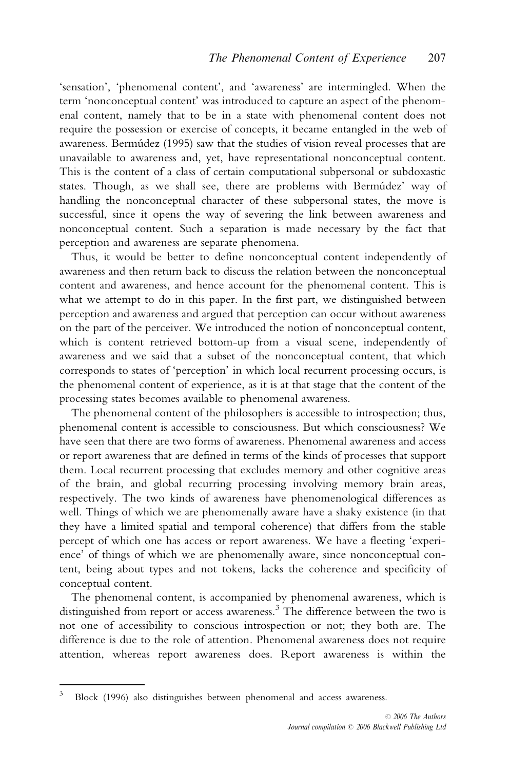'sensation', 'phenomenal content', and 'awareness' are intermingled. When the term 'nonconceptual content' was introduced to capture an aspect of the phenomenal content, namely that to be in a state with phenomenal content does not require the possession or exercise of concepts, it became entangled in the web of awareness. Bermúdez (1995) saw that the studies of vision reveal processes that are unavailable to awareness and, yet, have representational nonconceptual content. This is the content of a class of certain computational subpersonal or subdoxastic states. Though, as we shall see, there are problems with Bermúdez' way of handling the nonconceptual character of these subpersonal states, the move is successful, since it opens the way of severing the link between awareness and nonconceptual content. Such a separation is made necessary by the fact that perception and awareness are separate phenomena.

Thus, it would be better to define nonconceptual content independently of awareness and then return back to discuss the relation between the nonconceptual content and awareness, and hence account for the phenomenal content. This is what we attempt to do in this paper. In the first part, we distinguished between perception and awareness and argued that perception can occur without awareness on the part of the perceiver. We introduced the notion of nonconceptual content, which is content retrieved bottom-up from a visual scene, independently of awareness and we said that a subset of the nonconceptual content, that which corresponds to states of 'perception' in which local recurrent processing occurs, is the phenomenal content of experience, as it is at that stage that the content of the processing states becomes available to phenomenal awareness.

The phenomenal content of the philosophers is accessible to introspection; thus, phenomenal content is accessible to consciousness. But which consciousness? We have seen that there are two forms of awareness. Phenomenal awareness and access or report awareness that are defined in terms of the kinds of processes that support them. Local recurrent processing that excludes memory and other cognitive areas of the brain, and global recurring processing involving memory brain areas, respectively. The two kinds of awareness have phenomenological differences as well. Things of which we are phenomenally aware have a shaky existence (in that they have a limited spatial and temporal coherence) that differs from the stable percept of which one has access or report awareness. We have a fleeting 'experience' of things of which we are phenomenally aware, since nonconceptual content, being about types and not tokens, lacks the coherence and specificity of conceptual content.

The phenomenal content, is accompanied by phenomenal awareness, which is distinguished from report or access awareness.[3] The difference between the two is not one of accessibility to conscious introspection or not; they both are. The difference is due to the role of attention. Phenomenal awareness does not require attention, whereas report awareness does. Report awareness is within the

[3] Block (1996) also distinguishes between phenomenal and access awareness.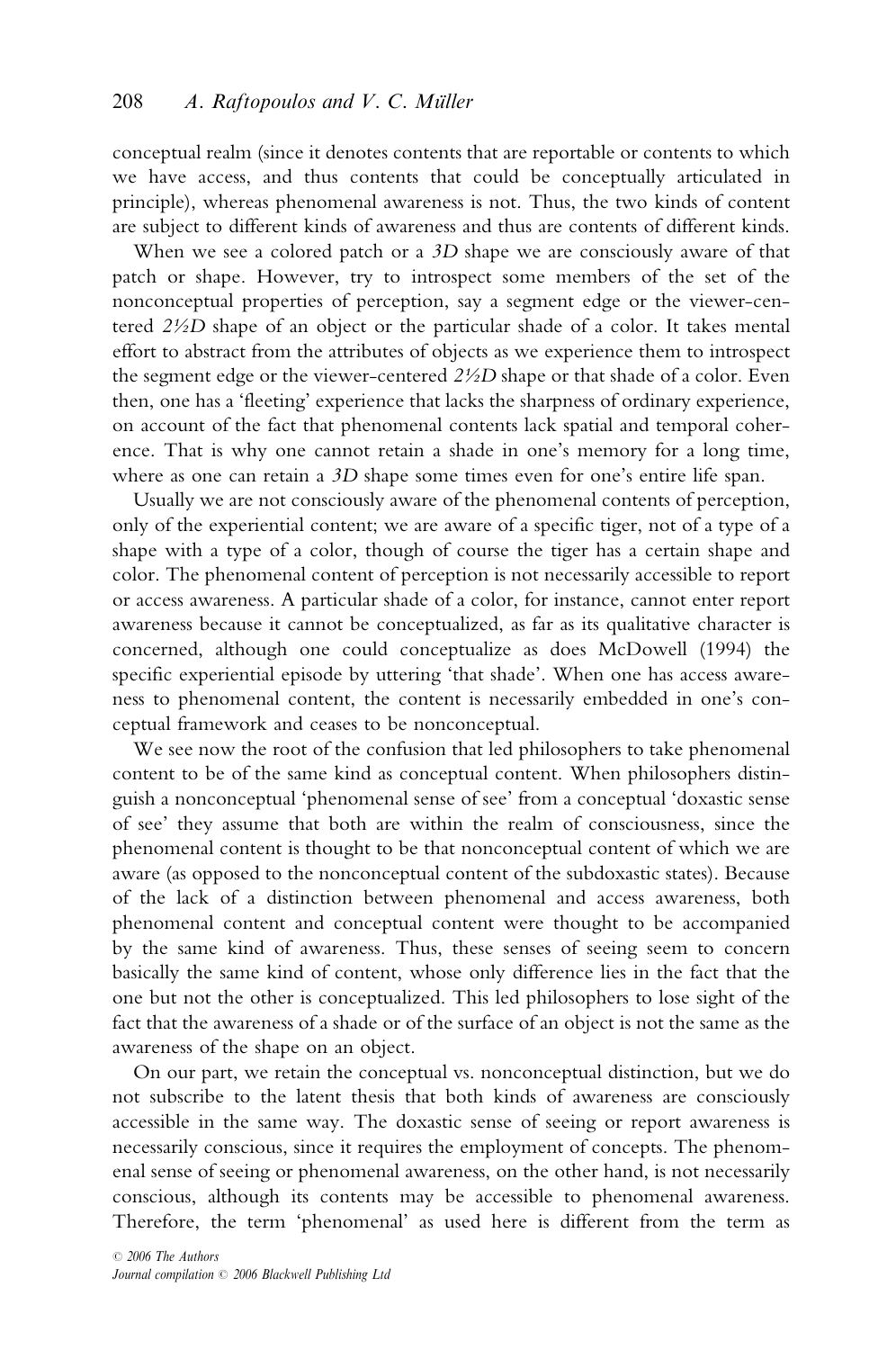conceptual realm (since it denotes contents that are reportable or contents to which we have access, and thus contents that could be conceptually articulated in principle), whereas phenomenal awareness is not. Thus, the two kinds of content are subject to different kinds of awareness and thus are contents of different kinds.

When we see a colored patch or a *3D* shape we are consciously aware of that patch or shape. However, try to introspect some members of the set of the nonconceptual properties of perception, say a segment edge or the viewer-centered *2½D* shape of an object or the particular shade of a color. It takes mental effort to abstract from the attributes of objects as we experience them to introspect the segment edge or the viewer-centered *2½D* shape or that shade of a color. Even then, one has a 'fleeting' experience that lacks the sharpness of ordinary experience, on account of the fact that phenomenal contents lack spatial and temporal coherence. That is why one cannot retain a shade in one's memory for a long time, where as one can retain a *3D* shape some times even for one's entire life span.

Usually we are not consciously aware of the phenomenal contents of perception, only of the experiential content; we are aware of a specific tiger, not of a type of a shape with a type of a color, though of course the tiger has a certain shape and color. The phenomenal content of perception is not necessarily accessible to report or access awareness. A particular shade of a color, for instance, cannot enter report awareness because it cannot be conceptualized, as far as its qualitative character is concerned, although one could conceptualize as does McDowell (1994) the specific experiential episode by uttering 'that shade'. When one has access awareness to phenomenal content, the content is necessarily embedded in one's conceptual framework and ceases to be nonconceptual.

We see now the root of the confusion that led philosophers to take phenomenal content to be of the same kind as conceptual content. When philosophers distinguish a nonconceptual 'phenomenal sense of see' from a conceptual 'doxastic sense of see' they assume that both are within the realm of consciousness, since the phenomenal content is thought to be that nonconceptual content of which we are aware (as opposed to the nonconceptual content of the subdoxastic states). Because of the lack of a distinction between phenomenal and access awareness, both phenomenal content and conceptual content were thought to be accompanied by the same kind of awareness. Thus, these senses of seeing seem to concern basically the same kind of content, whose only difference lies in the fact that the one but not the other is conceptualized. This led philosophers to lose sight of the fact that the awareness of a shade or of the surface of an object is not the same as the awareness of the shape on an object.

On our part, we retain the conceptual vs. nonconceptual distinction, but we do not subscribe to the latent thesis that both kinds of awareness are consciously accessible in the same way. The doxastic sense of seeing or report awareness is necessarily conscious, since it requires the employment of concepts. The phenomenal sense of seeing or phenomenal awareness, on the other hand, is not necessarily conscious, although its contents may be accessible to phenomenal awareness. Therefore, the term 'phenomenal' as used here is different from the term as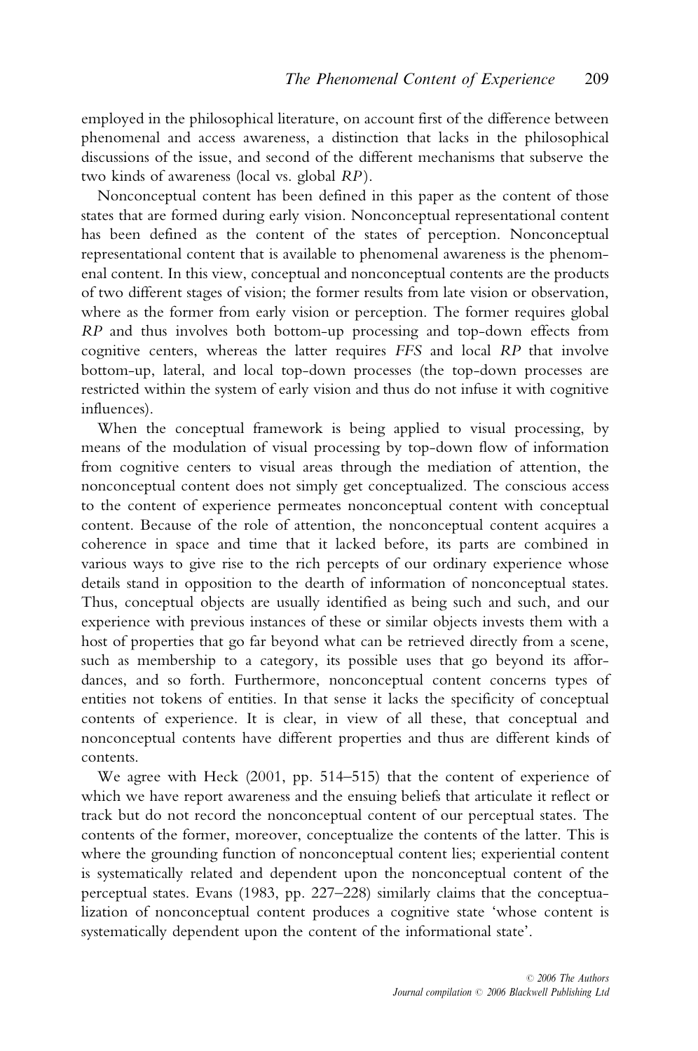employed in the philosophical literature, on account first of the difference between phenomenal and access awareness, a distinction that lacks in the philosophical discussions of the issue, and second of the different mechanisms that subserve the two kinds of awareness (local vs. global *RP*).

Nonconceptual content has been defined in this paper as the content of those states that are formed during early vision. Nonconceptual representational content has been defined as the content of the states of perception. Nonconceptual representational content that is available to phenomenal awareness is the phenomenal content. In this view, conceptual and nonconceptual contents are the products of two different stages of vision; the former results from late vision or observation, where as the former from early vision or perception. The former requires global *RP* and thus involves both bottom-up processing and top-down effects from cognitive centers, whereas the latter requires *FFS* and local *RP* that involve bottom-up, lateral, and local top-down processes (the top-down processes are restricted within the system of early vision and thus do not infuse it with cognitive influences).

When the conceptual framework is being applied to visual processing, by means of the modulation of visual processing by top-down flow of information from cognitive centers to visual areas through the mediation of attention, the nonconceptual content does not simply get conceptualized. The conscious access to the content of experience permeates nonconceptual content with conceptual content. Because of the role of attention, the nonconceptual content acquires a coherence in space and time that it lacked before, its parts are combined in various ways to give rise to the rich percepts of our ordinary experience whose details stand in opposition to the dearth of information of nonconceptual states. Thus, conceptual objects are usually identified as being such and such, and our experience with previous instances of these or similar objects invests them with a host of properties that go far beyond what can be retrieved directly from a scene, such as membership to a category, its possible uses that go beyond its affordances, and so forth. Furthermore, nonconceptual content concerns types of entities not tokens of entities. In that sense it lacks the specificity of conceptual contents of experience. It is clear, in view of all these, that conceptual and nonconceptual contents have different properties and thus are different kinds of contents.

We agree with Heck (2001, pp. 514–515) that the content of experience of which we have report awareness and the ensuing beliefs that articulate it reflect or track but do not record the nonconceptual content of our perceptual states. The contents of the former, moreover, conceptualize the contents of the latter. This is where the grounding function of nonconceptual content lies; experiential content is systematically related and dependent upon the nonconceptual content of the perceptual states. Evans (1983, pp. 227–228) similarly claims that the conceptualization of nonconceptual content produces a cognitive state 'whose content is systematically dependent upon the content of the informational state'.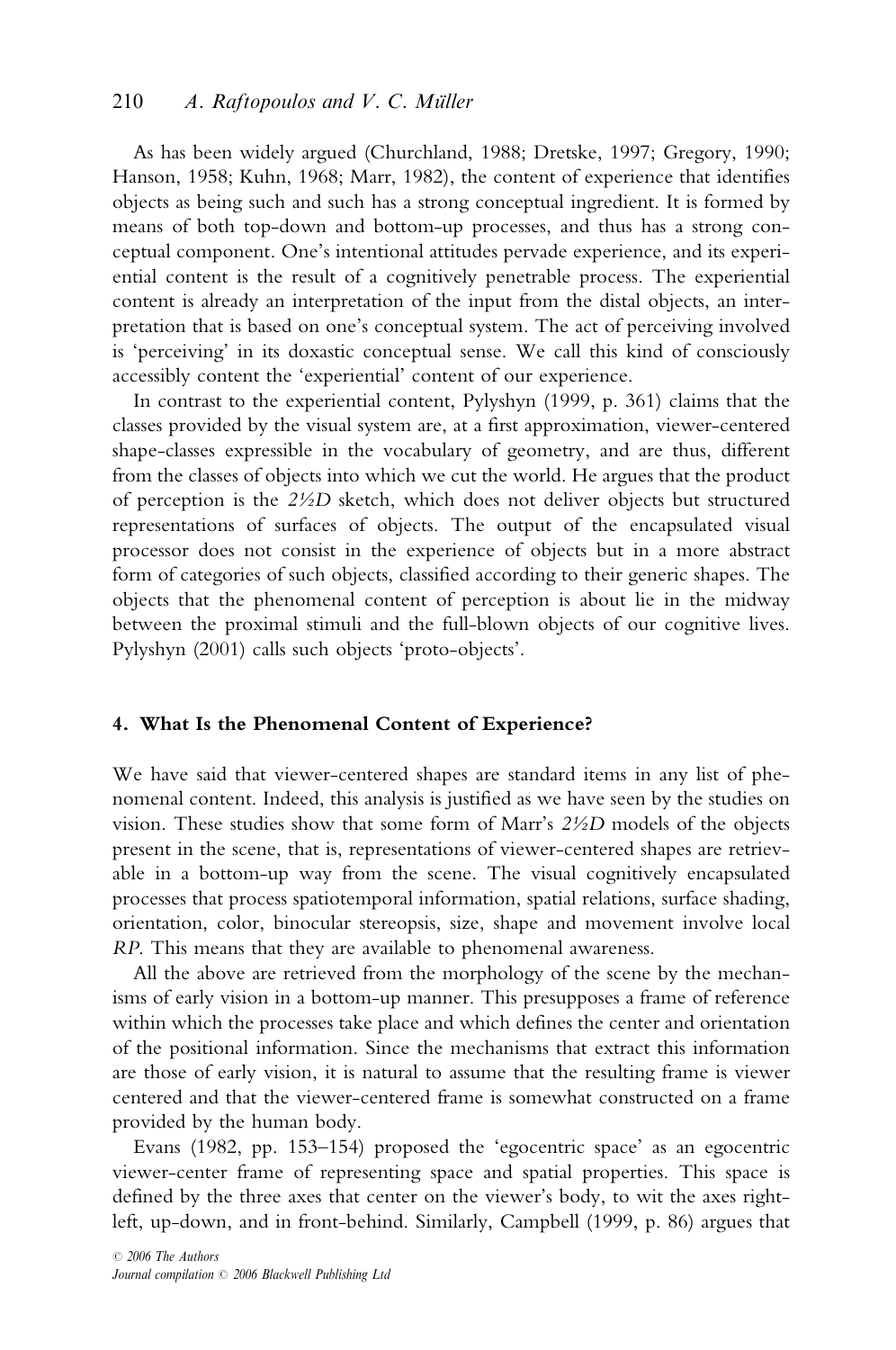As has been widely argued (Churchland, 1988; Dretske, 1997; Gregory, 1990; Hanson, 1958; Kuhn, 1968; Marr, 1982), the content of experience that identifies objects as being such and such has a strong conceptual ingredient. It is formed by means of both top-down and bottom-up processes, and thus has a strong conceptual component. One's intentional attitudes pervade experience, and its experiential content is the result of a cognitively penetrable process. The experiential content is already an interpretation of the input from the distal objects, an interpretation that is based on one's conceptual system. The act of perceiving involved is 'perceiving' in its doxastic conceptual sense. We call this kind of consciously accessibly content the 'experiential' content of our experience.

In contrast to the experiential content, Pylyshyn (1999, p. 361) claims that the classes provided by the visual system are, at a first approximation, viewer-centered shape-classes expressible in the vocabulary of geometry, and are thus, different from the classes of objects into which we cut the world. He argues that the product of perception is the *2½D* sketch, which does not deliver objects but structured representations of surfaces of objects. The output of the encapsulated visual processor does not consist in the experience of objects but in a more abstract form of categories of such objects, classified according to their generic shapes. The objects that the phenomenal content of perception is about lie in the midway between the proximal stimuli and the full-blown objects of our cognitive lives. Pylyshyn (2001) calls such objects 'proto-objects'.

## 4. What Is the Phenomenal Content of Experience?

We have said that viewer-centered shapes are standard items in any list of phenomenal content. Indeed, this analysis is justified as we have seen by the studies on vision. These studies show that some form of Marr's *2½D* models of the objects present in the scene, that is, representations of viewer-centered shapes are retrievable in a bottom-up way from the scene. The visual cognitively encapsulated processes that process spatiotemporal information, spatial relations, surface shading, orientation, color, binocular stereopsis, size, shape and movement involve local *RP*. This means that they are available to phenomenal awareness.

All the above are retrieved from the morphology of the scene by the mechanisms of early vision in a bottom-up manner. This presupposes a frame of reference within which the processes take place and which defines the center and orientation of the positional information. Since the mechanisms that extract this information are those of early vision, it is natural to assume that the resulting frame is viewer centered and that the viewer-centered frame is somewhat constructed on a frame provided by the human body.

Evans (1982, pp. 153–154) proposed the 'egocentric space' as an egocentric viewer-center frame of representing space and spatial properties. This space is defined by the three axes that center on the viewer's body, to wit the axes right-left, up-down, and in front-behind. Similarly, Campbell (1999, p. 86) argues that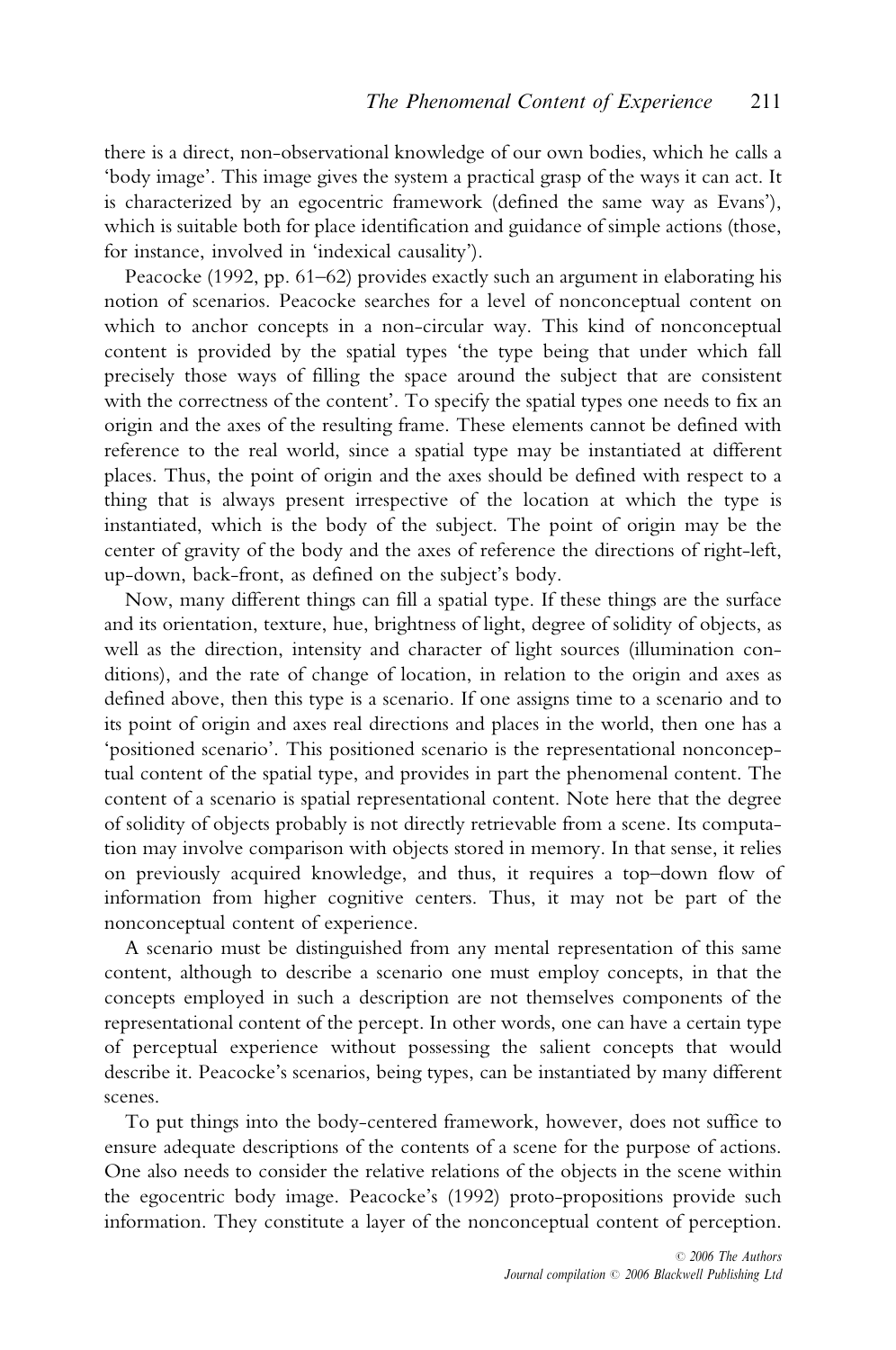there is a direct, non-observational knowledge of our own bodies, which he calls a 'body image'. This image gives the system a practical grasp of the ways it can act. It is characterized by an egocentric framework (defined the same way as Evans'), which is suitable both for place identification and guidance of simple actions (those, for instance, involved in 'indexical causality').

Peacocke (1992, pp. 61–62) provides exactly such an argument in elaborating his notion of scenarios. Peacocke searches for a level of nonconceptual content on which to anchor concepts in a non-circular way. This kind of nonconceptual content is provided by the spatial types 'the type being that under which fall precisely those ways of filling the space around the subject that are consistent with the correctness of the content'. To specify the spatial types one needs to fix an origin and the axes of the resulting frame. These elements cannot be defined with reference to the real world, since a spatial type may be instantiated at different places. Thus, the point of origin and the axes should be defined with respect to a thing that is always present irrespective of the location at which the type is instantiated, which is the body of the subject. The point of origin may be the center of gravity of the body and the axes of reference the directions of right-left, up-down, back-front, as defined on the subject's body.

Now, many different things can fill a spatial type. If these things are the surface and its orientation, texture, hue, brightness of light, degree of solidity of objects, as well as the direction, intensity and character of light sources (illumination conditions), and the rate of change of location, in relation to the origin and axes as defined above, then this type is a scenario. If one assigns time to a scenario and to its point of origin and axes real directions and places in the world, then one has a 'positioned scenario'. This positioned scenario is the representational nonconceptual content of the spatial type, and provides in part the phenomenal content. The content of a scenario is spatial representational content. Note here that the degree of solidity of objects probably is not directly retrievable from a scene. Its computation may involve comparison with objects stored in memory. In that sense, it relies on previously acquired knowledge, and thus, it requires a top–down flow of information from higher cognitive centers. Thus, it may not be part of the nonconceptual content of experience.

A scenario must be distinguished from any mental representation of this same content, although to describe a scenario one must employ concepts, in that the concepts employed in such a description are not themselves components of the representational content of the percept. In other words, one can have a certain type of perceptual experience without possessing the salient concepts that would describe it. Peacocke's scenarios, being types, can be instantiated by many different scenes.

To put things into the body-centered framework, however, does not suffice to ensure adequate descriptions of the contents of a scene for the purpose of actions. One also needs to consider the relative relations of the objects in the scene within the egocentric body image. Peacocke's (1992) proto-propositions provide such information. They constitute a layer of the nonconceptual content of perception.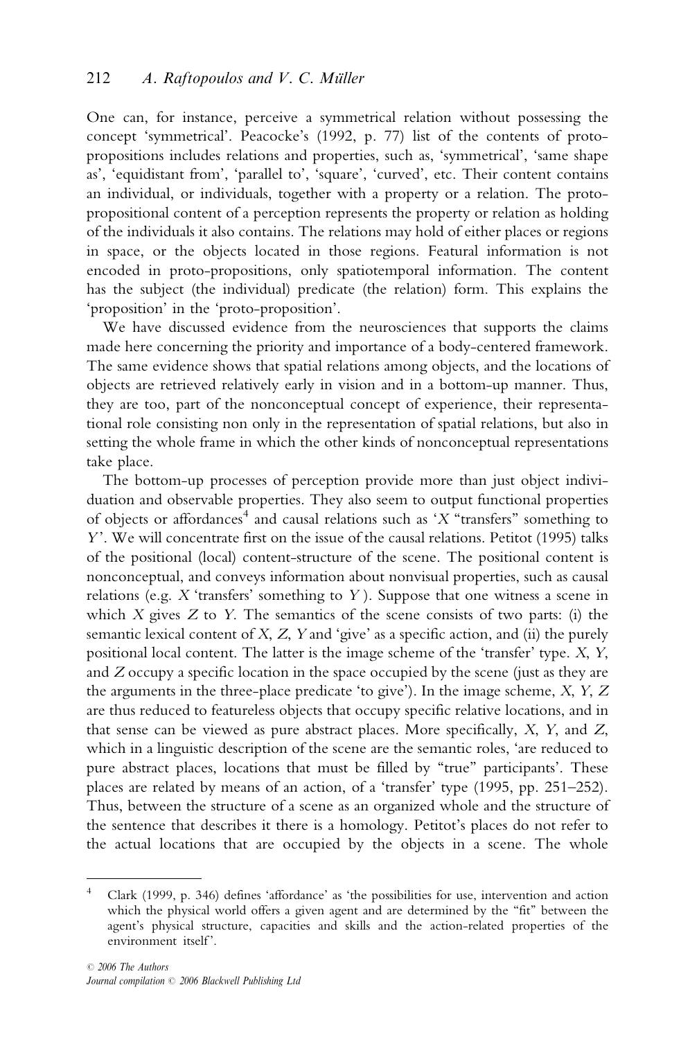One can, for instance, perceive a symmetrical relation without possessing the concept 'symmetrical'. Peacocke's (1992, p. 77) list of the contents of proto-propositions includes relations and properties, such as, 'symmetrical', 'same shape as', 'equidistant from', 'parallel to', 'square', 'curved', etc. Their content contains an individual, or individuals, together with a property or a relation. The proto-propositional content of a perception represents the property or relation as holding of the individuals it also contains. The relations may hold of either places or regions in space, or the objects located in those regions. Featural information is not encoded in proto-propositions, only spatiotemporal information. The content has the subject (the individual) predicate (the relation) form. This explains the 'proposition' in the 'proto-proposition'.

We have discussed evidence from the neurosciences that supports the claims made here concerning the priority and importance of a body-centered framework. The same evidence shows that spatial relations among objects, and the locations of objects are retrieved relatively early in vision and in a bottom-up manner. Thus, they are too, part of the nonconceptual concept of experience, their representational role consisting non only in the representation of spatial relations, but also in setting the whole frame in which the other kinds of nonconceptual representations take place.

The bottom-up processes of perception provide more than just object individuation and observable properties. They also seem to output functional properties of objects or affordances[4] and causal relations such as '*X* "transfers" something to *Y*'. We will concentrate first on the issue of the causal relations. Petitot (1995) talks of the positional (local) content-structure of the scene. The positional content is nonconceptual, and conveys information about nonvisual properties, such as causal relations (e.g. *X* 'transfers' something to *Y*). Suppose that one witness a scene in which *X* gives *Z* to *Y*. The semantics of the scene consists of two parts: (i) the semantic lexical content of *X*, *Z*, *Y* and 'give' as a specific action, and (ii) the purely positional local content. The latter is the image scheme of the 'transfer' type. *X*, *Y*, and *Z* occupy a specific location in the space occupied by the scene (just as they are the arguments in the three-place predicate 'to give'). In the image scheme, *X*, *Y*, *Z* are thus reduced to featureless objects that occupy specific relative locations, and in that sense can be viewed as pure abstract places. More specifically, *X*, *Y*, and *Z*, which in a linguistic description of the scene are the semantic roles, 'are reduced to pure abstract places, locations that must be filled by "true" participants'. These places are related by means of an action, of a 'transfer' type (1995, pp. 251–252). Thus, between the structure of a scene as an organized whole and the structure of the sentence that describes it there is a homology. Petitot's places do not refer to the actual locations that are occupied by the objects in a scene. The whole

---

[4] Clark (1999, p. 346) defines 'affordance' as 'the possibilities for use, intervention and action which the physical world offers a given agent and are determined by the "fit" between the agent's physical structure, capacities and skills and the action-related properties of the environment itself'.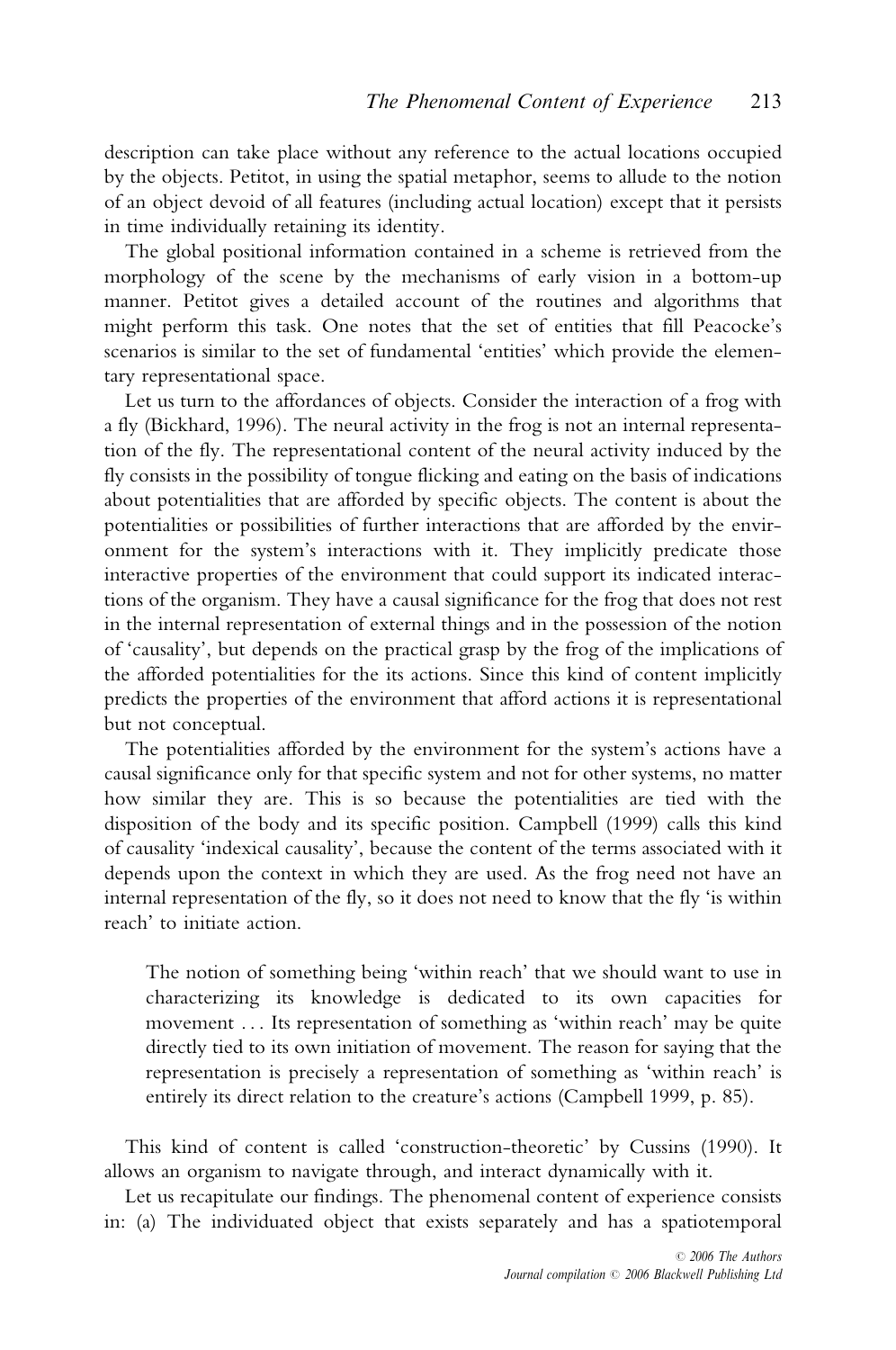description can take place without any reference to the actual locations occupied by the objects. Petitot, in using the spatial metaphor, seems to allude to the notion of an object devoid of all features (including actual location) except that it persists in time individually retaining its identity.

The global positional information contained in a scheme is retrieved from the morphology of the scene by the mechanisms of early vision in a bottom-up manner. Petitot gives a detailed account of the routines and algorithms that might perform this task. One notes that the set of entities that fill Peacocke's scenarios is similar to the set of fundamental 'entities' which provide the elementary representational space.

Let us turn to the affordances of objects. Consider the interaction of a frog with a fly (Bickhard, 1996). The neural activity in the frog is not an internal representation of the fly. The representational content of the neural activity induced by the fly consists in the possibility of tongue flicking and eating on the basis of indications about potentialities that are afforded by specific objects. The content is about the potentialities or possibilities of further interactions that are afforded by the environment for the system's interactions with it. They implicitly predicate those interactive properties of the environment that could support its indicated interactions of the organism. They have a causal significance for the frog that does not rest in the internal representation of external things and in the possession of the notion of 'causality', but depends on the practical grasp by the frog of the implications of the afforded potentialities for the its actions. Since this kind of content implicitly predicts the properties of the environment that afford actions it is representational but not conceptual.

The potentialities afforded by the environment for the system's actions have a causal significance only for that specific system and not for other systems, no matter how similar they are. This is so because the potentialities are tied with the disposition of the body and its specific position. Campbell (1999) calls this kind of causality 'indexical causality', because the content of the terms associated with it depends upon the context in which they are used. As the frog need not have an internal representation of the fly, so it does not need to know that the fly 'is within reach' to initiate action.

> The notion of something being 'within reach' that we should want to use in characterizing its knowledge is dedicated to its own capacities for movement ... Its representation of something as 'within reach' may be quite directly tied to its own initiation of movement. The reason for saying that the representation is precisely a representation of something as 'within reach' is entirely its direct relation to the creature's actions (Campbell 1999, p. 85).

This kind of content is called 'construction-theoretic' by Cussins (1990). It allows an organism to navigate through, and interact dynamically with it.

Let us recapitulate our findings. The phenomenal content of experience consists in: (a) The individuated object that exists separately and has a spatiotemporal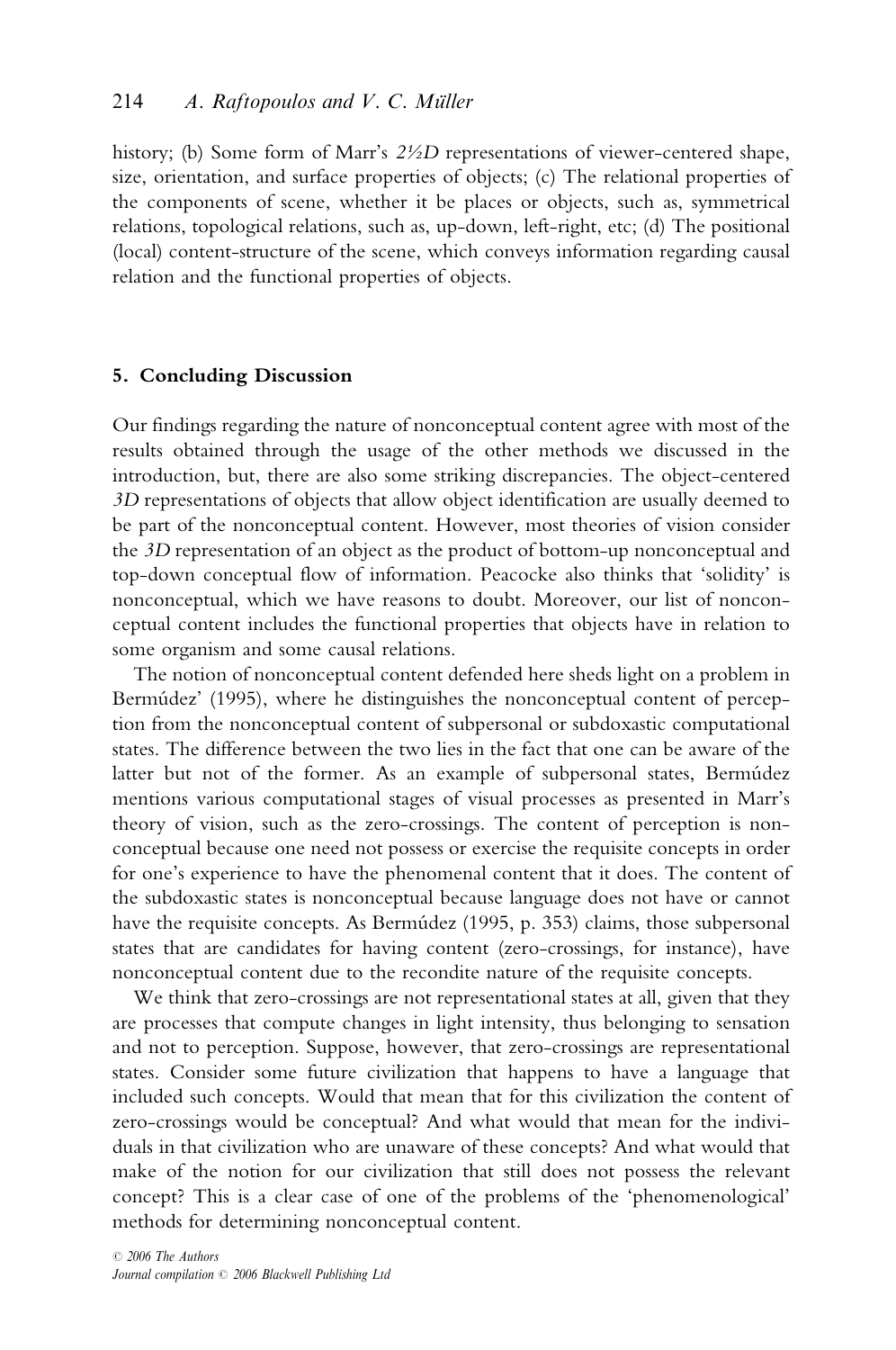history; (b) Some form of Marr's *2½D* representations of viewer-centered shape, size, orientation, and surface properties of objects; (c) The relational properties of the components of scene, whether it be places or objects, such as, symmetrical relations, topological relations, such as, up-down, left-right, etc; (d) The positional (local) content-structure of the scene, which conveys information regarding causal relation and the functional properties of objects.

## 5. Concluding Discussion

Our findings regarding the nature of nonconceptual content agree with most of the results obtained through the usage of the other methods we discussed in the introduction, but, there are also some striking discrepancies. The object-centered *3D* representations of objects that allow object identification are usually deemed to be part of the nonconceptual content. However, most theories of vision consider the *3D* representation of an object as the product of bottom-up nonconceptual and top-down conceptual flow of information. Peacocke also thinks that 'solidity' is nonconceptual, which we have reasons to doubt. Moreover, our list of nonconceptual content includes the functional properties that objects have in relation to some organism and some causal relations.

The notion of nonconceptual content defended here sheds light on a problem in Bermúdez' (1995), where he distinguishes the nonconceptual content of perception from the nonconceptual content of subpersonal or subdoxastic computational states. The difference between the two lies in the fact that one can be aware of the latter but not of the former. As an example of subpersonal states, Bermúdez mentions various computational stages of visual processes as presented in Marr's theory of vision, such as the zero-crossings. The content of perception is nonconceptual because one need not possess or exercise the requisite concepts in order for one's experience to have the phenomenal content that it does. The content of the subdoxastic states is nonconceptual because language does not have or cannot have the requisite concepts. As Bermúdez (1995, p. 353) claims, those subpersonal states that are candidates for having content (zero-crossings, for instance), have nonconceptual content due to the recondite nature of the requisite concepts.

We think that zero-crossings are not representational states at all, given that they are processes that compute changes in light intensity, thus belonging to sensation and not to perception. Suppose, however, that zero-crossings are representational states. Consider some future civilization that happens to have a language that included such concepts. Would that mean that for this civilization the content of zero-crossings would be conceptual? And what would that mean for the individuals in that civilization who are unaware of these concepts? And what would that make of the notion for our civilization that still does not possess the relevant concept? This is a clear case of one of the problems of the 'phenomenological' methods for determining nonconceptual content.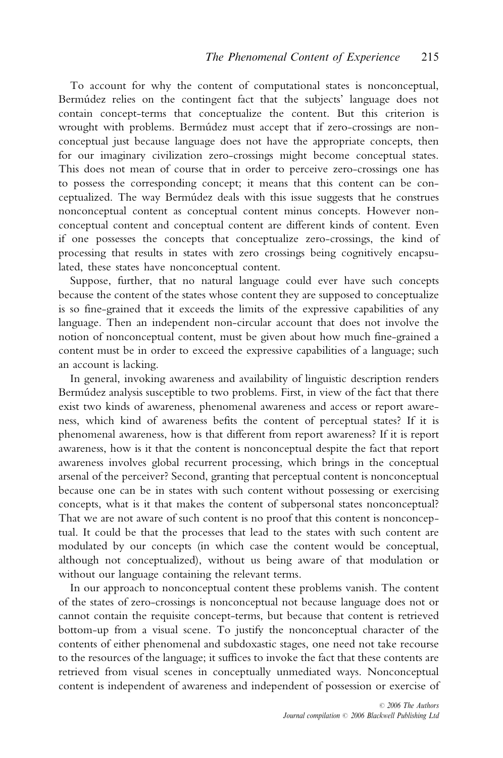To account for why the content of computational states is nonconceptual, Bermúdez relies on the contingent fact that the subjects' language does not contain concept-terms that conceptualize the content. But this criterion is wrought with problems. Bermúdez must accept that if zero-crossings are nonconceptual just because language does not have the appropriate concepts, then for our imaginary civilization zero-crossings might become conceptual states. This does not mean of course that in order to perceive zero-crossings one has to possess the corresponding concept; it means that this content can be conceptualized. The way Bermúdez deals with this issue suggests that he construes nonconceptual content as conceptual content minus concepts. However nonconceptual content and conceptual content are different kinds of content. Even if one possesses the concepts that conceptualize zero-crossings, the kind of processing that results in states with zero crossings being cognitively encapsulated, these states have nonconceptual content.

Suppose, further, that no natural language could ever have such concepts because the content of the states whose content they are supposed to conceptualize is so fine-grained that it exceeds the limits of the expressive capabilities of any language. Then an independent non-circular account that does not involve the notion of nonconceptual content, must be given about how much fine-grained a content must be in order to exceed the expressive capabilities of a language; such an account is lacking.

In general, invoking awareness and availability of linguistic description renders Bermúdez analysis susceptible to two problems. First, in view of the fact that there exist two kinds of awareness, phenomenal awareness and access or report awareness, which kind of awareness befits the content of perceptual states? If it is phenomenal awareness, how is that different from report awareness? If it is report awareness, how is it that the content is nonconceptual despite the fact that report awareness involves global recurrent processing, which brings in the conceptual arsenal of the perceiver? Second, granting that perceptual content is nonconceptual because one can be in states with such content without possessing or exercising concepts, what is it that makes the content of subpersonal states nonconceptual? That we are not aware of such content is no proof that this content is nonconceptual. It could be that the processes that lead to the states with such content are modulated by our concepts (in which case the content would be conceptual, although not conceptualized), without us being aware of that modulation or without our language containing the relevant terms.

In our approach to nonconceptual content these problems vanish. The content of the states of zero-crossings is nonconceptual not because language does not or cannot contain the requisite concept-terms, but because that content is retrieved bottom-up from a visual scene. To justify the nonconceptual character of the contents of either phenomenal and subdoxastic stages, one need not take recourse to the resources of the language; it suffices to invoke the fact that these contents are retrieved from visual scenes in conceptually unmediated ways. Nonconceptual content is independent of awareness and independent of possession or exercise of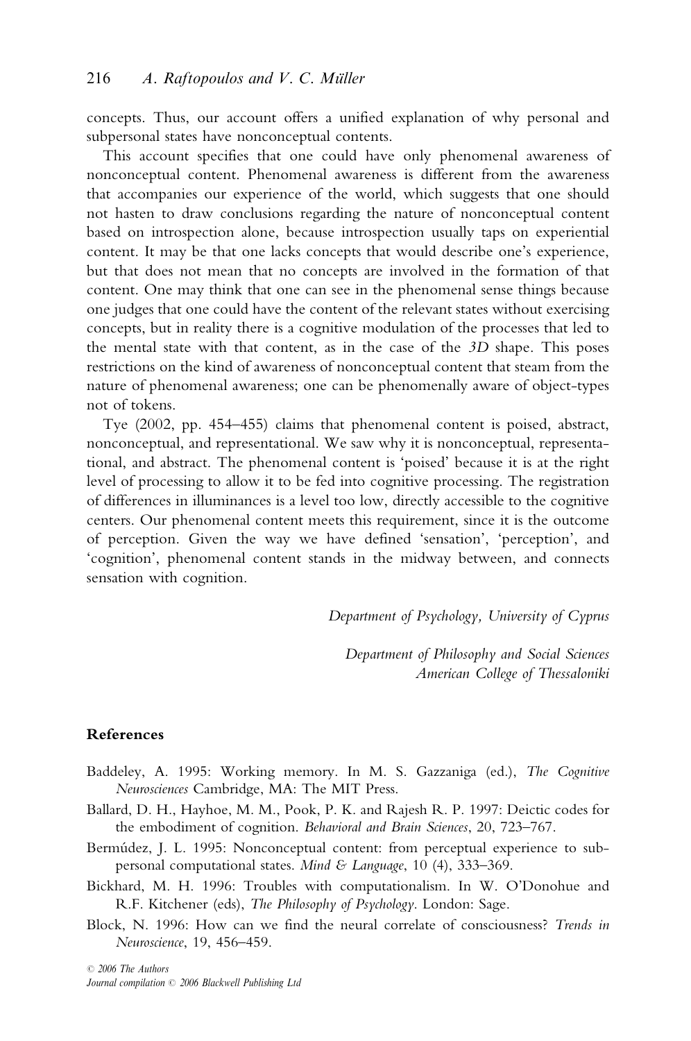concepts. Thus, our account offers a unified explanation of why personal and subpersonal states have nonconceptual contents.

This account specifies that one could have only phenomenal awareness of nonconceptual content. Phenomenal awareness is different from the awareness that accompanies our experience of the world, which suggests that one should not hasten to draw conclusions regarding the nature of nonconceptual content based on introspection alone, because introspection usually taps on experiential content. It may be that one lacks concepts that would describe one's experience, but that does not mean that no concepts are involved in the formation of that content. One may think that one can see in the phenomenal sense things because one judges that one could have the content of the relevant states without exercising concepts, but in reality there is a cognitive modulation of the processes that led to the mental state with that content, as in the case of the *3D* shape. This poses restrictions on the kind of awareness of nonconceptual content that steam from the nature of phenomenal awareness; one can be phenomenally aware of object-types not of tokens.

Tye (2002, pp. 454–455) claims that phenomenal content is poised, abstract, nonconceptual, and representational. We saw why it is nonconceptual, representational, and abstract. The phenomenal content is 'poised' because it is at the right level of processing to allow it to be fed into cognitive processing. The registration of differences in illuminances is a level too low, directly accessible to the cognitive centers. Our phenomenal content meets this requirement, since it is the outcome of perception. Given the way we have defined 'sensation', 'perception', and 'cognition', phenomenal content stands in the midway between, and connects sensation with cognition.

*Department of Psychology, University of Cyprus*

*Department of Philosophy and Social Sciences*
*American College of Thessaloniki*

## References

Baddeley, A. 1995: Working memory. In M. S. Gazzaniga (ed.), *The Cognitive Neurosciences* Cambridge, MA: The MIT Press.

Ballard, D. H., Hayhoe, M. M., Pook, P. K. and Rajesh R. P. 1997: Deictic codes for the embodiment of cognition. *Behavioral and Brain Sciences*, 20, 723–767.

Bermúdez, J. L. 1995: Nonconceptual content: from perceptual experience to subpersonal computational states. *Mind & Language*, 10 (4), 333–369.

Bickhard, M. H. 1996: Troubles with computationalism. In W. O'Donohue and R.F. Kitchener (eds), *The Philosophy of Psychology*. London: Sage.

Block, N. 1996: How can we find the neural correlate of consciousness? *Trends in Neuroscience*, 19, 456–459.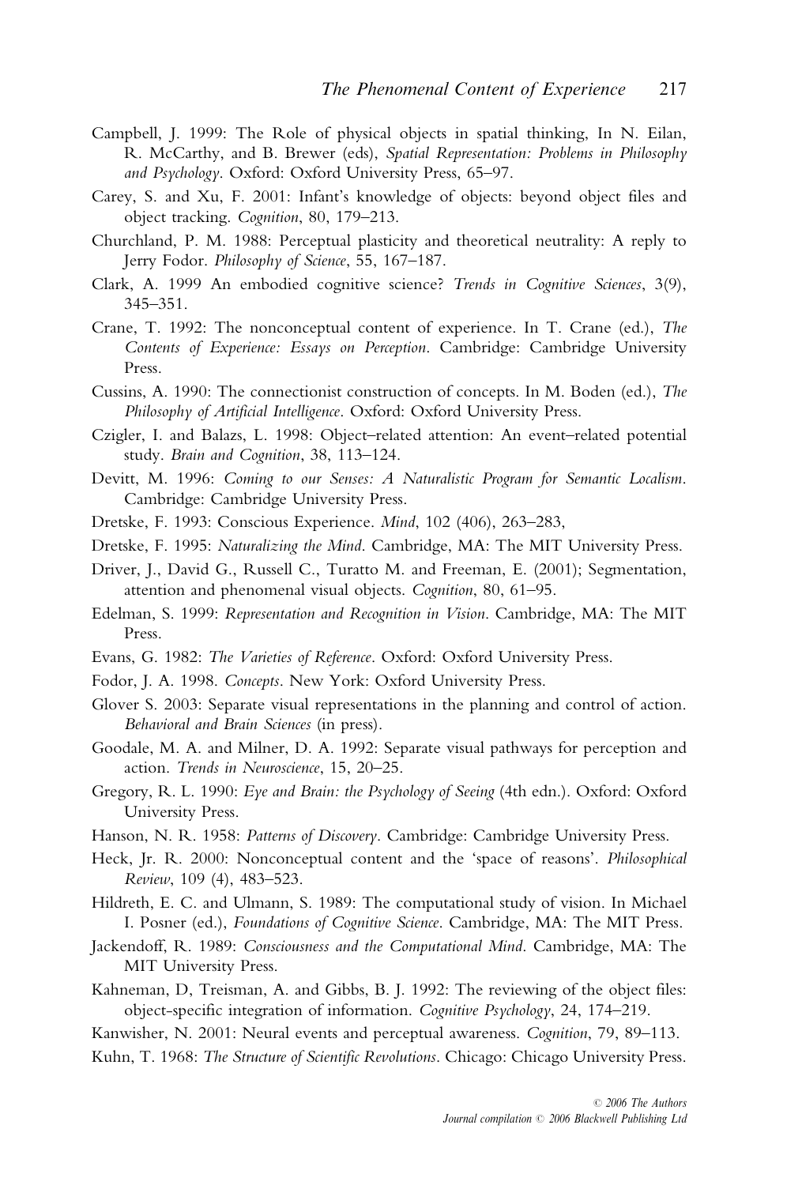Campbell, J. 1999: The Role of physical objects in spatial thinking, In N. Eilan, R. McCarthy, and B. Brewer (eds), *Spatial Representation: Problems in Philosophy and Psychology*. Oxford: Oxford University Press, 65–97.

Carey, S. and Xu, F. 2001: Infant's knowledge of objects: beyond object files and object tracking. *Cognition*, 80, 179–213.

Churchland, P. M. 1988: Perceptual plasticity and theoretical neutrality: A reply to Jerry Fodor. *Philosophy of Science*, 55, 167–187.

Clark, A. 1999 An embodied cognitive science? *Trends in Cognitive Sciences*, 3(9), 345–351.

Crane, T. 1992: The nonconceptual content of experience. In T. Crane (ed.), *The Contents of Experience: Essays on Perception*. Cambridge: Cambridge University Press.

Cussins, A. 1990: The connectionist construction of concepts. In M. Boden (ed.), *The Philosophy of Artificial Intelligence*. Oxford: Oxford University Press.

Czigler, I. and Balazs, L. 1998: Object–related attention: An event–related potential study. *Brain and Cognition*, 38, 113–124.

Devitt, M. 1996: *Coming to our Senses: A Naturalistic Program for Semantic Localism*. Cambridge: Cambridge University Press.

Dretske, F. 1993: Conscious Experience. *Mind*, 102 (406), 263–283,

Dretske, F. 1995: *Naturalizing the Mind*. Cambridge, MA: The MIT University Press.

Driver, J., David G., Russell C., Turatto M. and Freeman, E. (2001); Segmentation, attention and phenomenal visual objects. *Cognition*, 80, 61–95.

Edelman, S. 1999: *Representation and Recognition in Vision*. Cambridge, MA: The MIT Press.

Evans, G. 1982: *The Varieties of Reference*. Oxford: Oxford University Press.

Fodor, J. A. 1998. *Concepts*. New York: Oxford University Press.

Glover S. 2003: Separate visual representations in the planning and control of action. *Behavioral and Brain Sciences* (in press).

Goodale, M. A. and Milner, D. A. 1992: Separate visual pathways for perception and action. *Trends in Neuroscience*, 15, 20–25.

Gregory, R. L. 1990: *Eye and Brain: the Psychology of Seeing* (4th edn.). Oxford: Oxford University Press.

Hanson, N. R. 1958: *Patterns of Discovery*. Cambridge: Cambridge University Press.

Heck, Jr. R. 2000: Nonconceptual content and the 'space of reasons'. *Philosophical Review*, 109 (4), 483–523.

Hildreth, E. C. and Ulmann, S. 1989: The computational study of vision. In Michael I. Posner (ed.), *Foundations of Cognitive Science*. Cambridge, MA: The MIT Press.

Jackendoff, R. 1989: *Consciousness and the Computational Mind*. Cambridge, MA: The MIT University Press.

Kahneman, D, Treisman, A. and Gibbs, B. J. 1992: The reviewing of the object files: object-specific integration of information. *Cognitive Psychology*, 24, 174–219.

Kanwisher, N. 2001: Neural events and perceptual awareness. *Cognition*, 79, 89–113.

Kuhn, T. 1968: *The Structure of Scientific Revolutions*. Chicago: Chicago University Press.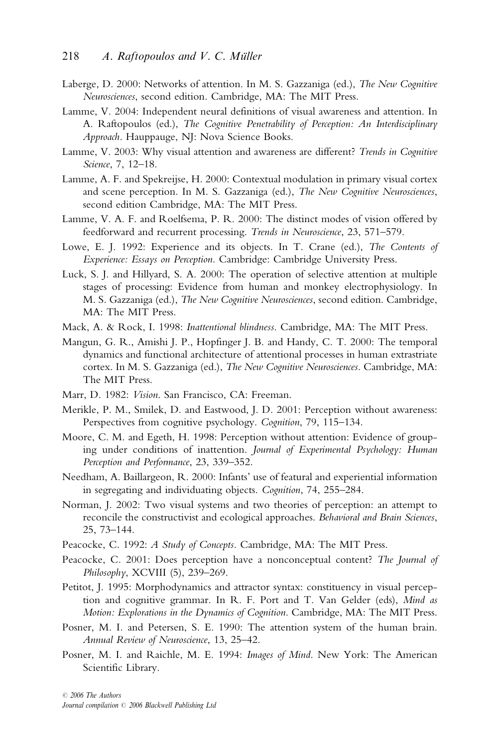Laberge, D. 2000: Networks of attention. In M. S. Gazzaniga (ed.), *The New Cognitive Neurosciences*, second edition. Cambridge, MA: The MIT Press.

Lamme, V. 2004: Independent neural definitions of visual awareness and attention. In A. Raftopoulos (ed.), *The Cognitive Penetrability of Perception: An Interdisciplinary Approach*. Hauppauge, NJ: Nova Science Books.

Lamme, V. 2003: Why visual attention and awareness are different? *Trends in Cognitive Science*, 7, 12–18.

Lamme, A. F. and Spekreijse, H. 2000: Contextual modulation in primary visual cortex and scene perception. In M. S. Gazzaniga (ed.), *The New Cognitive Neurosciences*, second edition Cambridge, MA: The MIT Press.

Lamme, V. A. F. and Roelfsema, P. R. 2000: The distinct modes of vision offered by feedforward and recurrent processing. *Trends in Neuroscience*, 23, 571–579.

Lowe, E. J. 1992: Experience and its objects. In T. Crane (ed.), *The Contents of Experience: Essays on Perception*. Cambridge: Cambridge University Press.

Luck, S. J. and Hillyard, S. A. 2000: The operation of selective attention at multiple stages of processing: Evidence from human and monkey electrophysiology. In M. S. Gazzaniga (ed.), *The New Cognitive Neurosciences*, second edition. Cambridge, MA: The MIT Press.

Mack, A. & Rock, I. 1998: *Inattentional blindness*. Cambridge, MA: The MIT Press.

Mangun, G. R., Amishi J. P., Hopfinger J. B. and Handy, C. T. 2000: The temporal dynamics and functional architecture of attentional processes in human extrastriate cortex. In M. S. Gazzaniga (ed.), *The New Cognitive Neurosciences*. Cambridge, MA: The MIT Press.

Marr, D. 1982: *Vision*. San Francisco, CA: Freeman.

Merikle, P. M., Smilek, D. and Eastwood, J. D. 2001: Perception without awareness: Perspectives from cognitive psychology. *Cognition*, 79, 115–134.

Moore, C. M. and Egeth, H. 1998: Perception without attention: Evidence of grouping under conditions of inattention. *Journal of Experimental Psychology: Human Perception and Performance*, 23, 339–352.

Needham, A. Baillargeon, R. 2000: Infants' use of featural and experiential information in segregating and individuating objects. *Cognition*, 74, 255–284.

Norman, J. 2002: Two visual systems and two theories of perception: an attempt to reconcile the constructivist and ecological approaches. *Behavioral and Brain Sciences*, 25, 73–144.

Peacocke, C. 1992: *A Study of Concepts*. Cambridge, MA: The MIT Press.

Peacocke, C. 2001: Does perception have a nonconceptual content? *The Journal of Philosophy*, XCVIII (5), 239–269.

Petitot, J. 1995: Morphodynamics and attractor syntax: constituency in visual perception and cognitive grammar. In R. F. Port and T. Van Gelder (eds), *Mind as Motion: Explorations in the Dynamics of Cognition*. Cambridge, MA: The MIT Press.

Posner, M. I. and Petersen, S. E. 1990: The attention system of the human brain. *Annual Review of Neuroscience*, 13, 25–42.

Posner, M. I. and Raichle, M. E. 1994: *Images of Mind*. New York: The American Scientific Library.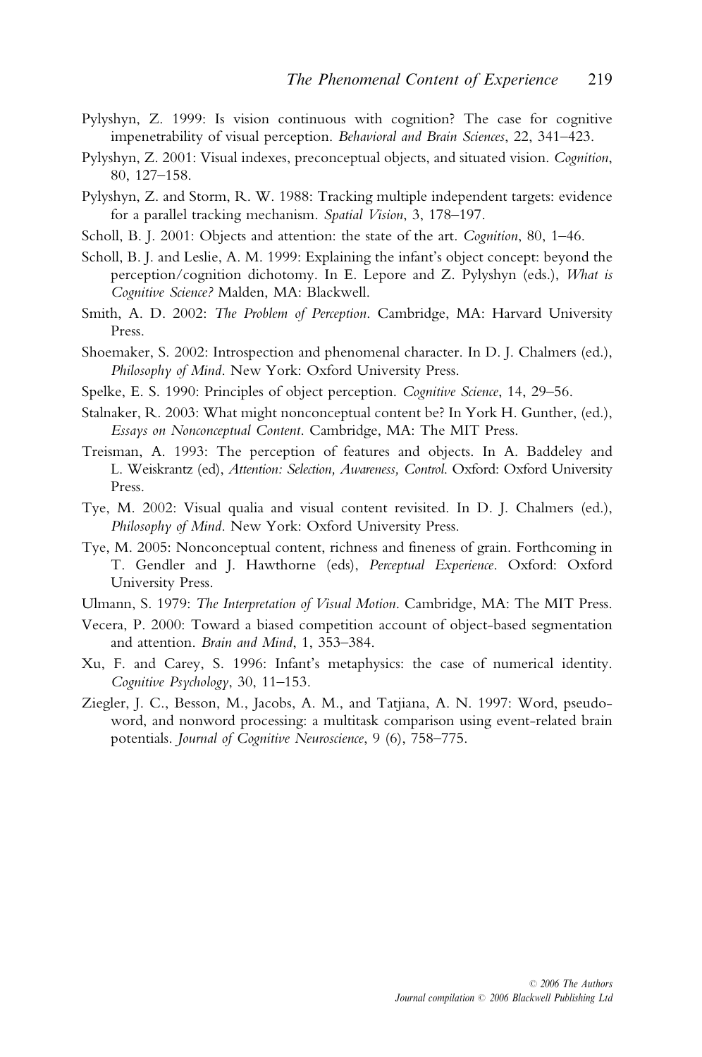Pylyshyn, Z. 1999: Is vision continuous with cognition? The case for cognitive impenetrability of visual perception. *Behavioral and Brain Sciences*, 22, 341–423.

Pylyshyn, Z. 2001: Visual indexes, preconceptual objects, and situated vision. *Cognition*, 80, 127–158.

Pylyshyn, Z. and Storm, R. W. 1988: Tracking multiple independent targets: evidence for a parallel tracking mechanism. *Spatial Vision*, 3, 178–197.

Scholl, B. J. 2001: Objects and attention: the state of the art. *Cognition*, 80, 1–46.

Scholl, B. J. and Leslie, A. M. 1999: Explaining the infant's object concept: beyond the perception/cognition dichotomy. In E. Lepore and Z. Pylyshyn (eds.), *What is Cognitive Science?* Malden, MA: Blackwell.

Smith, A. D. 2002: *The Problem of Perception*. Cambridge, MA: Harvard University Press.

Shoemaker, S. 2002: Introspection and phenomenal character. In D. J. Chalmers (ed.), *Philosophy of Mind*. New York: Oxford University Press.

Spelke, E. S. 1990: Principles of object perception. *Cognitive Science*, 14, 29–56.

Stalnaker, R. 2003: What might nonconceptual content be? In York H. Gunther, (ed.), *Essays on Nonconceptual Content*. Cambridge, MA: The MIT Press.

Treisman, A. 1993: The perception of features and objects. In A. Baddeley and L. Weiskrantz (ed), *Attention: Selection, Awareness, Control*. Oxford: Oxford University Press.

Tye, M. 2002: Visual qualia and visual content revisited. In D. J. Chalmers (ed.), *Philosophy of Mind*. New York: Oxford University Press.

Tye, M. 2005: Nonconceptual content, richness and fineness of grain. Forthcoming in T. Gendler and J. Hawthorne (eds), *Perceptual Experience*. Oxford: Oxford University Press.

Ulmann, S. 1979: *The Interpretation of Visual Motion*. Cambridge, MA: The MIT Press.

Vecera, P. 2000: Toward a biased competition account of object-based segmentation and attention. *Brain and Mind*, 1, 353–384.

Xu, F. and Carey, S. 1996: Infant's metaphysics: the case of numerical identity. *Cognitive Psychology*, 30, 11–153.

Ziegler, J. C., Besson, M., Jacobs, A. M., and Tatjiana, A. N. 1997: Word, pseudo-word, and nonword processing: a multitask comparison using event-related brain potentials. *Journal of Cognitive Neuroscience*, 9 (6), 758–775.